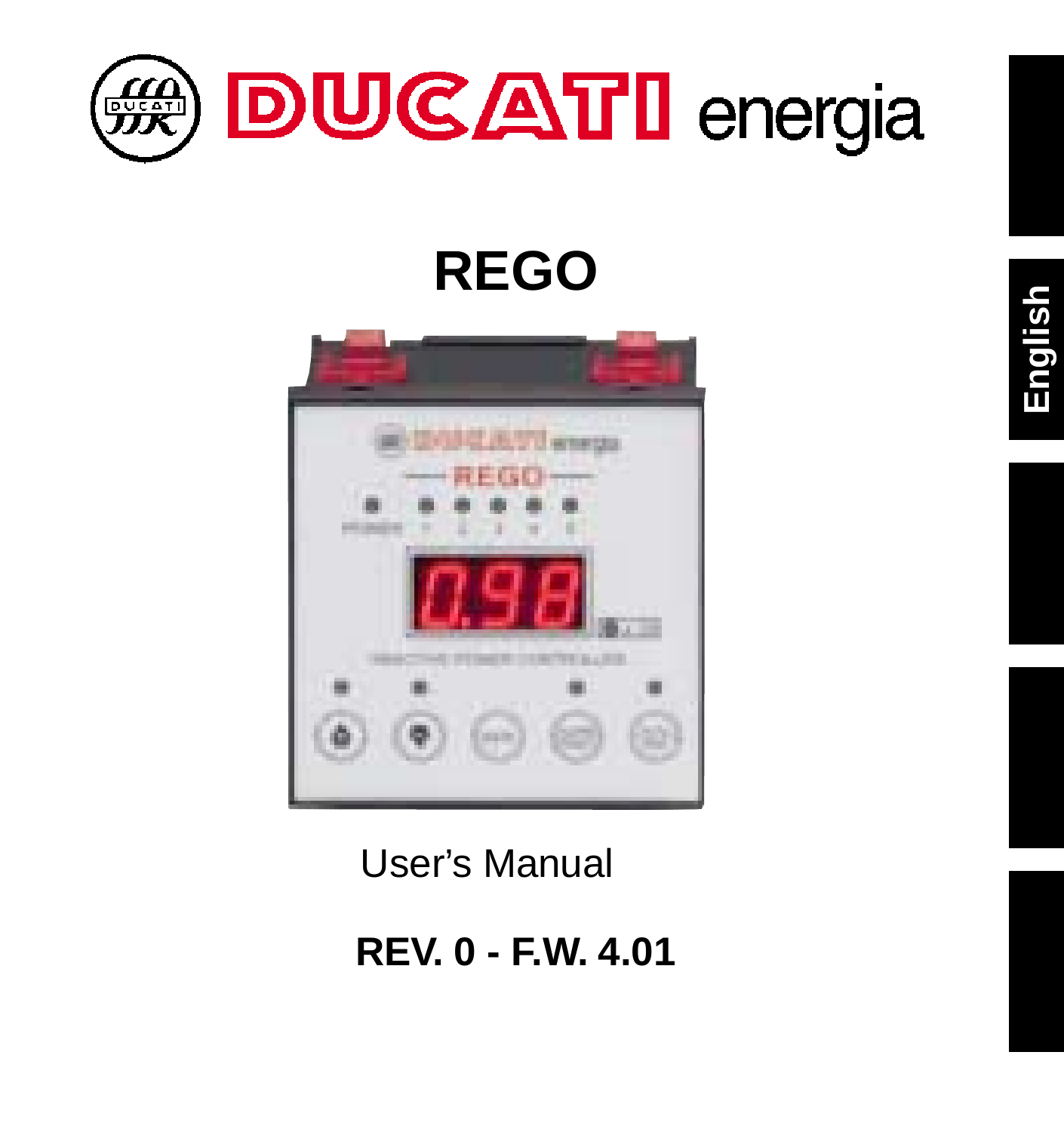DUCATI energia

# REGO

User's Manual

**REV. 0 - F.W. 4.01**

English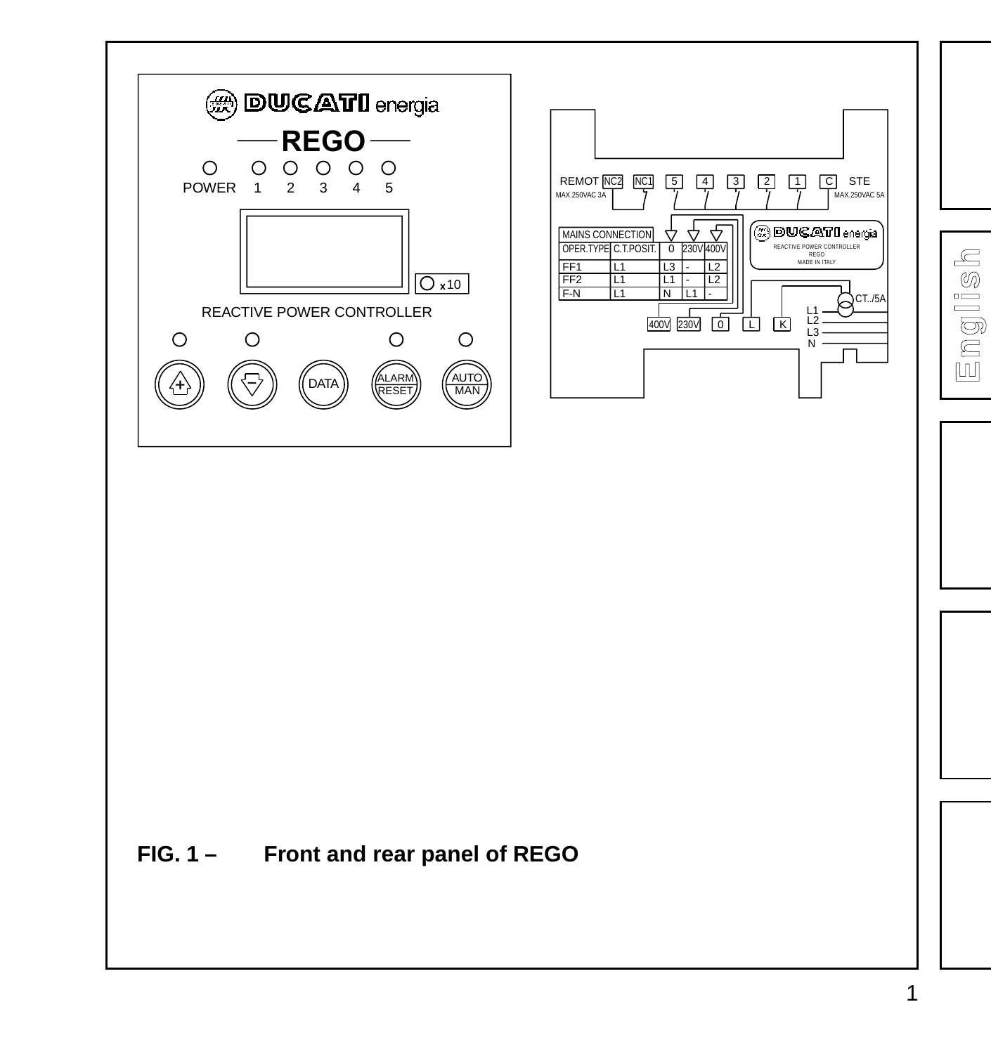FIG. 1 – Front and rear panel of REGO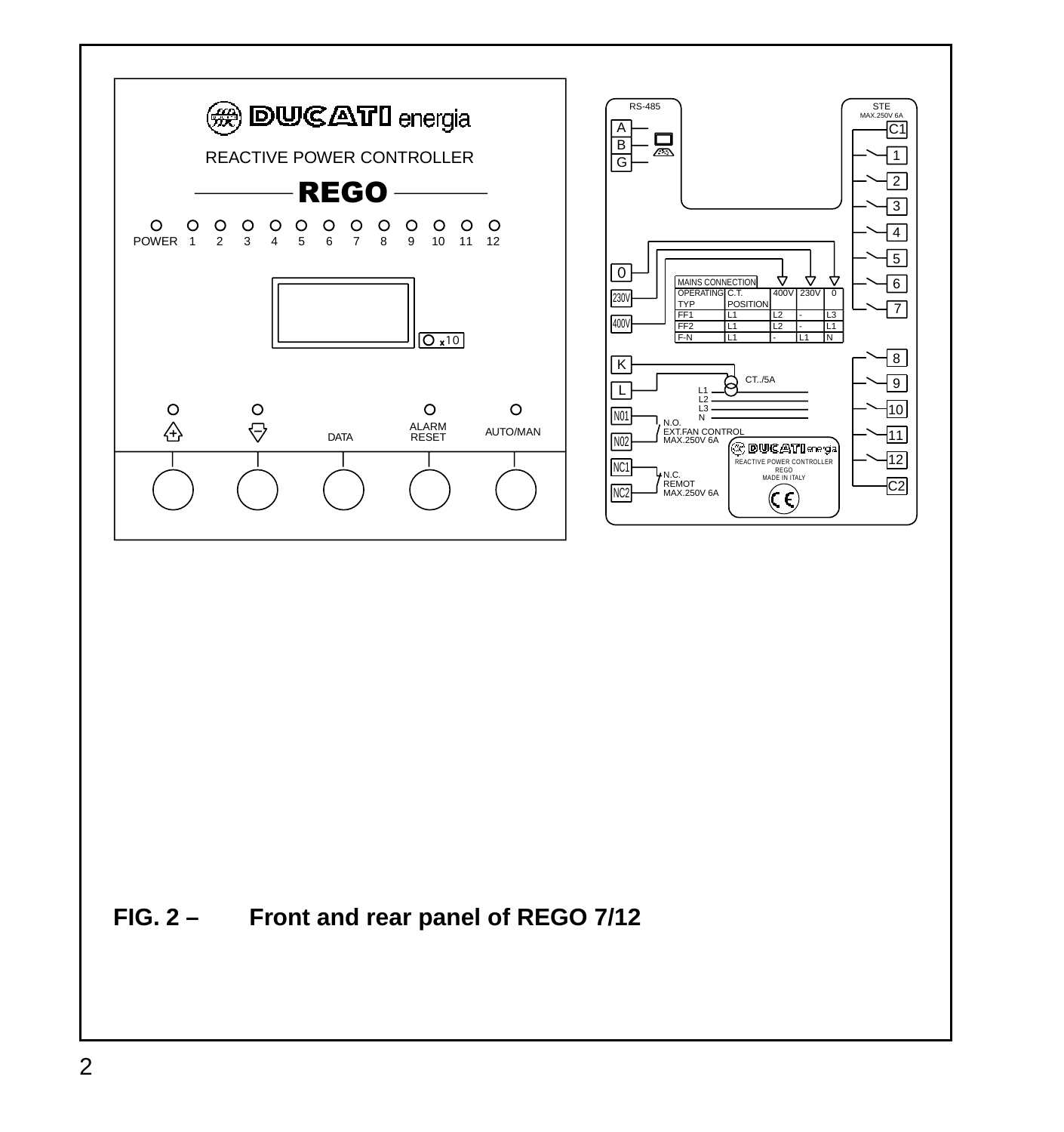**FIG. 2 – Front and rear panel of REGO 7/12**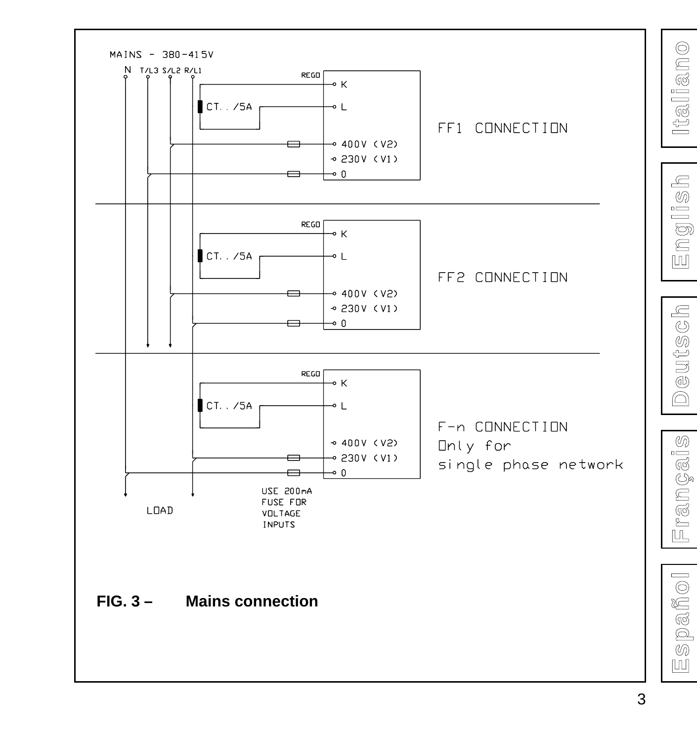MAINS - 380-415V

N T/L3 S/L2 R/L1

REGO

K

CT../5A

L

FF1 CONNECTION

400V (V2)

230V (V1)

0

REGO

K

CT../5A

L

FF2 CONNECTION

400V (V2)

230V (V1)

0

REGO

K

CT../5A

L

F-n CONNECTION
Only for
single phase network

400V (V2)

230V (V1)

0

LOAD

USE 200mA
FUSE FOR
VOLTAGE
INPUTS

**FIG. 3 – Mains connection**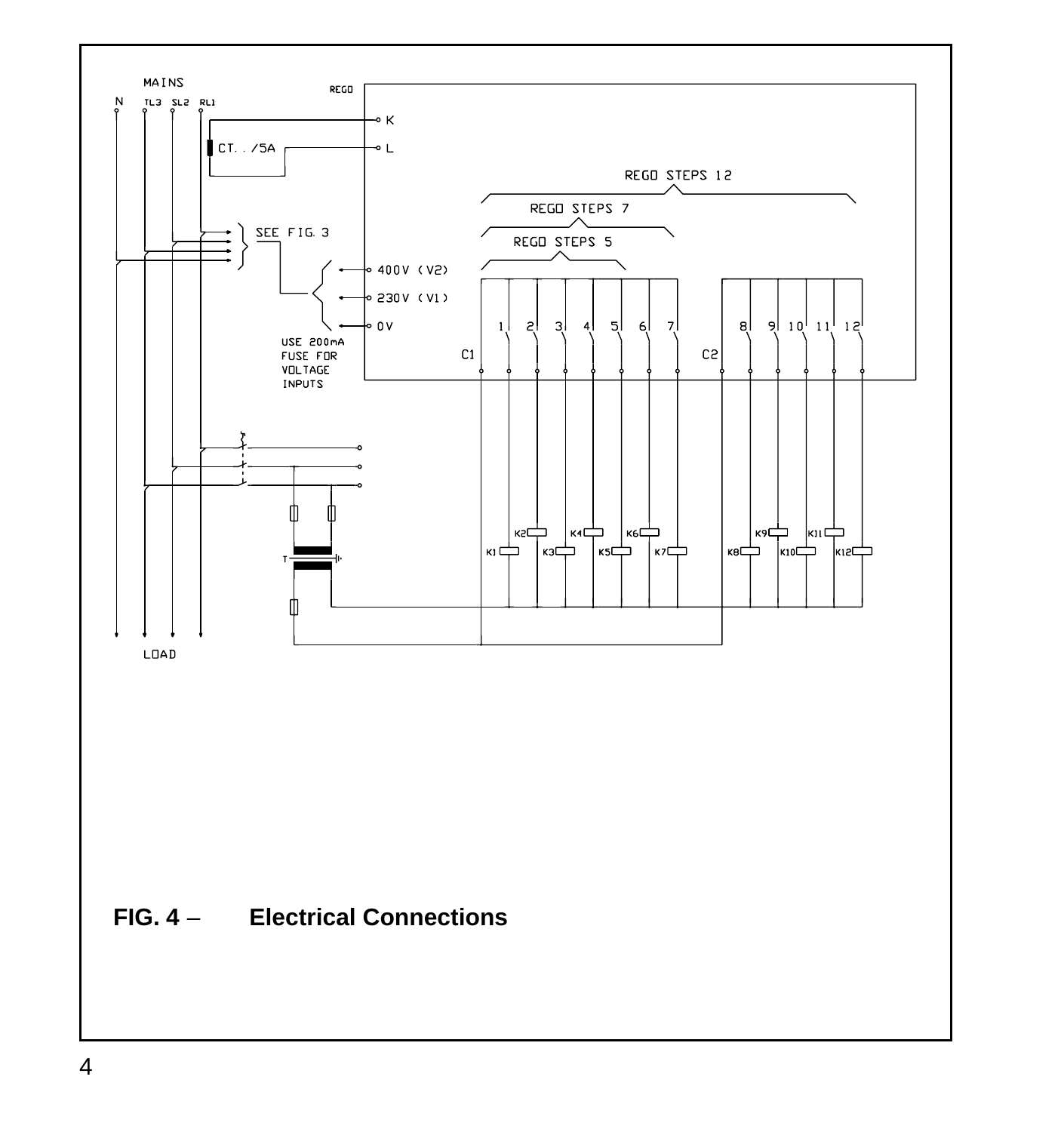MAINS

N TL3 SL2 RL1

REGO

K

L

CT. . /5A

REGO STEPS 12

REGO STEPS 7

REGO STEPS 5

SEE FIG. 3

400V (V2)

230V (V1)

0V

USE 200mA FUSE FOR VOLTAGE INPUTS

1 2 3 4 5 6 7 8 9 10 11 12

C1 C2

K1 K2 K3 K4 K5 K6 K7 K8 K9 K10 K11 K12

T

LOAD

**FIG. 4 – Electrical Connections**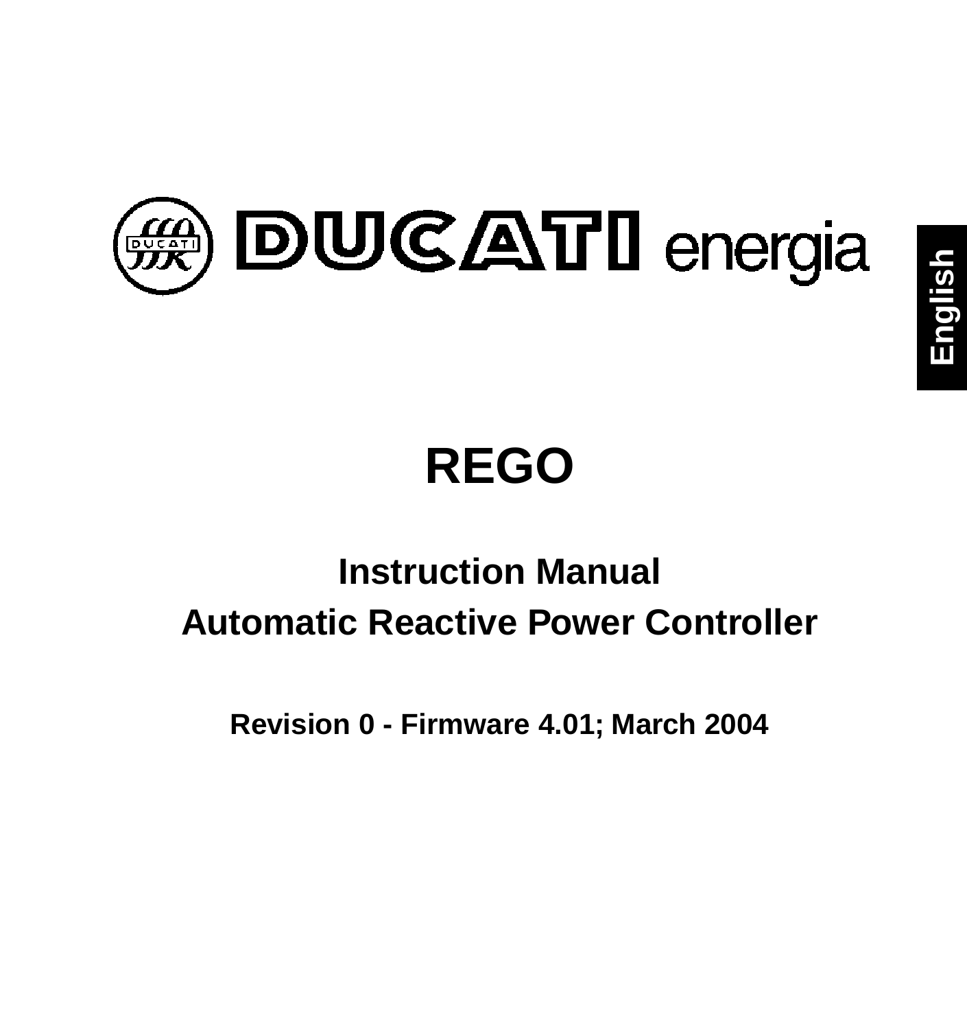DUCATI energia

English

# REGO

## Instruction Manual

## Automatic Reactive Power Controller

**Revision 0 - Firmware 4.01; March 2004**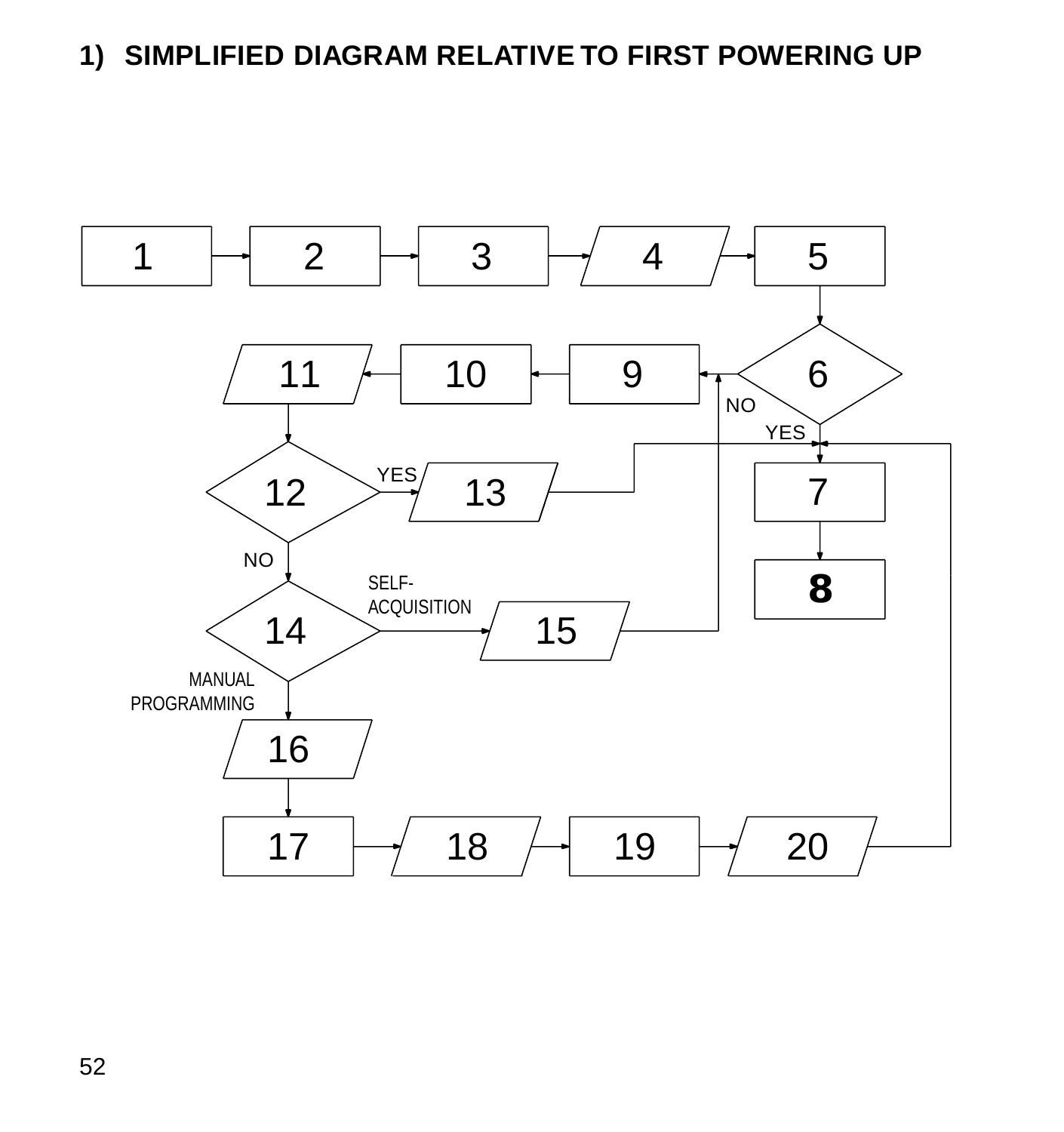## 1) SIMPLIFIED DIAGRAM RELATIVE TO FIRST POWERING UP

1 → 2 → 3 → 4 → 5

5 → 6

6: NO → 9 → 10 → 11 → 12

6: YES → 7 → 8

12: YES → 13 → 7

12: NO → 14

14: SELF-ACQUISITION → 15 → 9

14: MANUAL PROGRAMMING → 16 → 17 → 18 → 19 → 20 → 7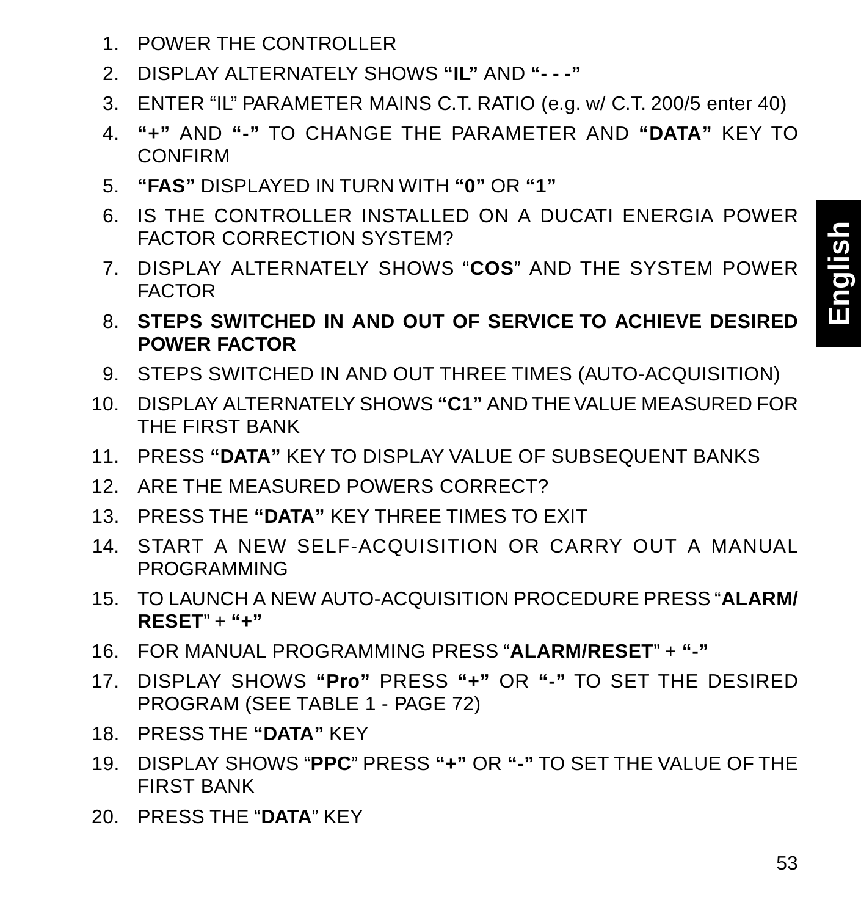1. POWER THE CONTROLLER
2. DISPLAY ALTERNATELY SHOWS **“IL”** AND **“- - -”**
3. ENTER “IL” PARAMETER MAINS C.T. RATIO (e.g. w/ C.T. 200/5 enter 40)
4. **“+”** AND **“-”** TO CHANGE THE PARAMETER AND **“DATA”** KEY TO CONFIRM
5. **“FAS”** DISPLAYED IN TURN WITH **“0”** OR **“1”**
6. IS THE CONTROLLER INSTALLED ON A DUCATI ENERGIA POWER FACTOR CORRECTION SYSTEM?
7. DISPLAY ALTERNATELY SHOWS “**COS**” AND THE SYSTEM POWER FACTOR
8. **STEPS SWITCHED IN AND OUT OF SERVICE TO ACHIEVE DESIRED POWER FACTOR**
9. STEPS SWITCHED IN AND OUT THREE TIMES (AUTO-ACQUISITION)
10. DISPLAY ALTERNATELY SHOWS **“C1”** AND THE VALUE MEASURED FOR THE FIRST BANK
11. PRESS **“DATA”** KEY TO DISPLAY VALUE OF SUBSEQUENT BANKS
12. ARE THE MEASURED POWERS CORRECT?
13. PRESS THE **“DATA”** KEY THREE TIMES TO EXIT
14. START A NEW SELF-ACQUISITION OR CARRY OUT A MANUAL PROGRAMMING
15. TO LAUNCH A NEW AUTO-ACQUISITION PROCEDURE PRESS “**ALARM/RESET**” + **“+”**
16. FOR MANUAL PROGRAMMING PRESS “**ALARM/RESET**” + **“-”**
17. DISPLAY SHOWS **“Pro”** PRESS **“+”** OR **“-”** TO SET THE DESIRED PROGRAM (SEE TABLE 1 - PAGE 72)
18. PRESS THE **“DATA”** KEY
19. DISPLAY SHOWS “**PPC**” PRESS **“+”** OR **“-”** TO SET THE VALUE OF THE FIRST BANK
20. PRESS THE “**DATA**” KEY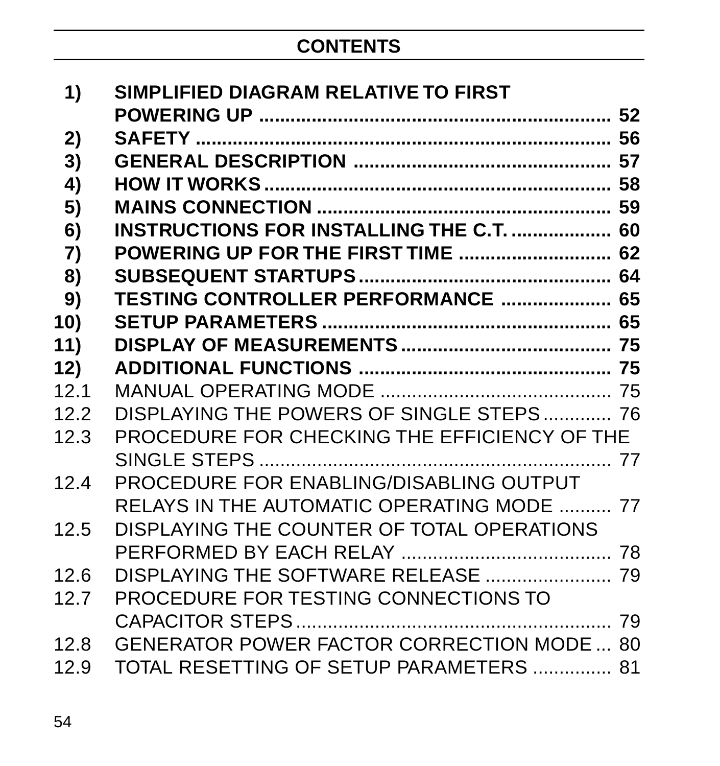# CONTENTS

| | | |
|---|---|---|
| **1)** | **SIMPLIFIED DIAGRAM RELATIVE TO FIRST POWERING UP** | **52** |
| **2)** | **SAFETY** | **56** |
| **3)** | **GENERAL DESCRIPTION** | **57** |
| **4)** | **HOW IT WORKS** | **58** |
| **5)** | **MAINS CONNECTION** | **59** |
| **6)** | **INSTRUCTIONS FOR INSTALLING THE C.T.** | **60** |
| **7)** | **POWERING UP FOR THE FIRST TIME** | **62** |
| **8)** | **SUBSEQUENT STARTUPS** | **64** |
| **9)** | **TESTING CONTROLLER PERFORMANCE** | **65** |
| **10)** | **SETUP PARAMETERS** | **65** |
| **11)** | **DISPLAY OF MEASUREMENTS** | **75** |
| **12)** | **ADDITIONAL FUNCTIONS** | **75** |
| 12.1 | MANUAL OPERATING MODE | 75 |
| 12.2 | DISPLAYING THE POWERS OF SINGLE STEPS | 76 |
| 12.3 | PROCEDURE FOR CHECKING THE EFFICIENCY OF THE SINGLE STEPS | 77 |
| 12.4 | PROCEDURE FOR ENABLING/DISABLING OUTPUT RELAYS IN THE AUTOMATIC OPERATING MODE | 77 |
| 12.5 | DISPLAYING THE COUNTER OF TOTAL OPERATIONS PERFORMED BY EACH RELAY | 78 |
| 12.6 | DISPLAYING THE SOFTWARE RELEASE | 79 |
| 12.7 | PROCEDURE FOR TESTING CONNECTIONS TO CAPACITOR STEPS | 79 |
| 12.8 | GENERATOR POWER FACTOR CORRECTION MODE | 80 |
| 12.9 | TOTAL RESETTING OF SETUP PARAMETERS | 81 |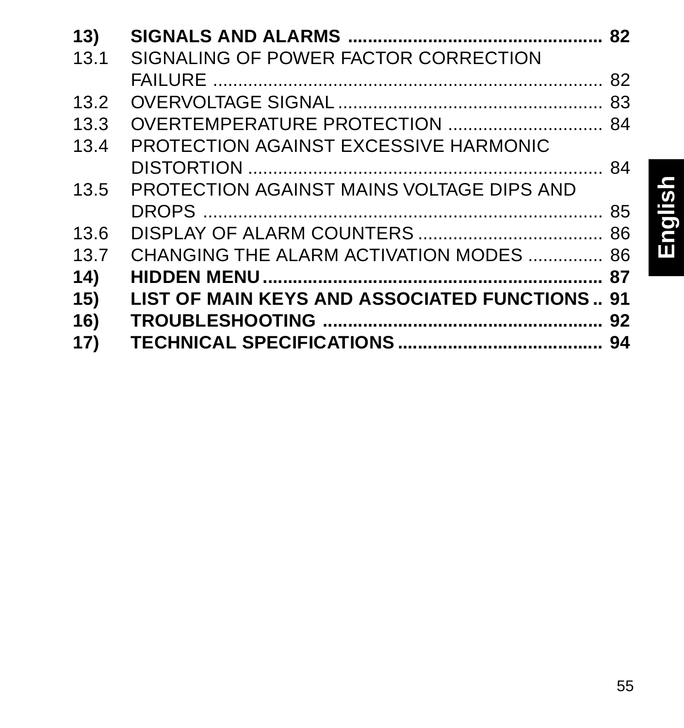**13) SIGNALS AND ALARMS .................................................. 82**

13.1 SIGNALING OF POWER FACTOR CORRECTION FAILURE .......................................................................... 82

13.2 OVERVOLTAGE SIGNAL .................................................... 83

13.3 OVERTEMPERATURE PROTECTION .............................. 84

13.4 PROTECTION AGAINST EXCESSIVE HARMONIC DISTORTION ......................................................................... 84

13.5 PROTECTION AGAINST MAINS VOLTAGE DIPS AND DROPS .................................................................................. 85

13.6 DISPLAY OF ALARM COUNTERS ..................................... 86

13.7 CHANGING THE ALARM ACTIVATION MODES ............... 86

**14) HIDDEN MENU ..................................................................... 87**

**15) LIST OF MAIN KEYS AND ASSOCIATED FUNCTIONS .. 91**

**16) TROUBLESHOOTING ......................................................... 92**

**17) TECHNICAL SPECIFICATIONS ......................................... 94**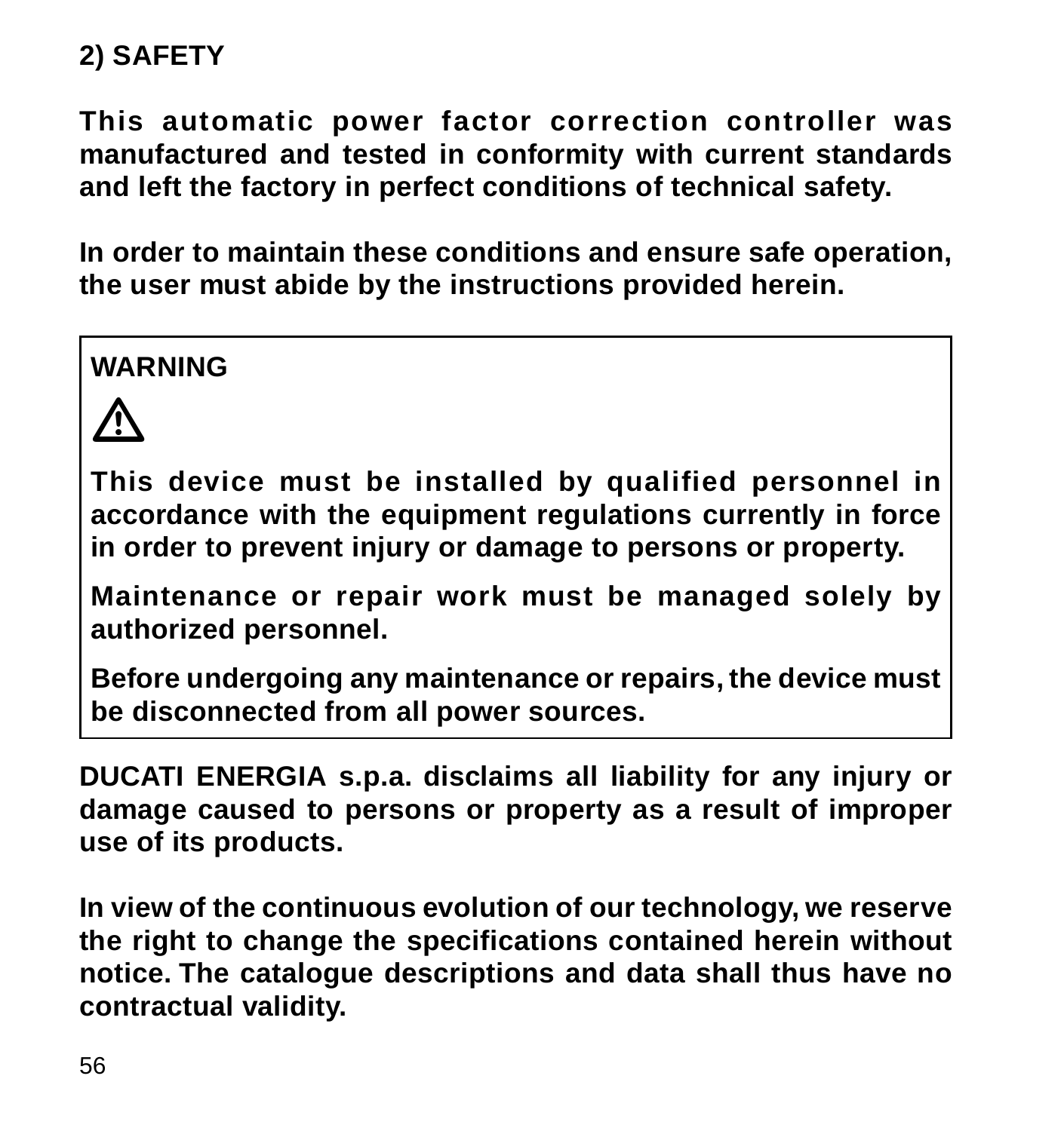## 2) SAFETY

**This automatic power factor correction controller was manufactured and tested in conformity with current standards and left the factory in perfect conditions of technical safety.**

**In order to maintain these conditions and ensure safe operation, the user must abide by the instructions provided herein.**

> **WARNING**
>
> ⚠
>
> **This device must be installed by qualified personnel in accordance with the equipment regulations currently in force in order to prevent injury or damage to persons or property.**
>
> **Maintenance or repair work must be managed solely by authorized personnel.**
>
> **Before undergoing any maintenance or repairs, the device must be disconnected from all power sources.**

**DUCATI ENERGIA s.p.a. disclaims all liability for any injury or damage caused to persons or property as a result of improper use of its products.**

**In view of the continuous evolution of our technology, we reserve the right to change the specifications contained herein without notice. The catalogue descriptions and data shall thus have no contractual validity.**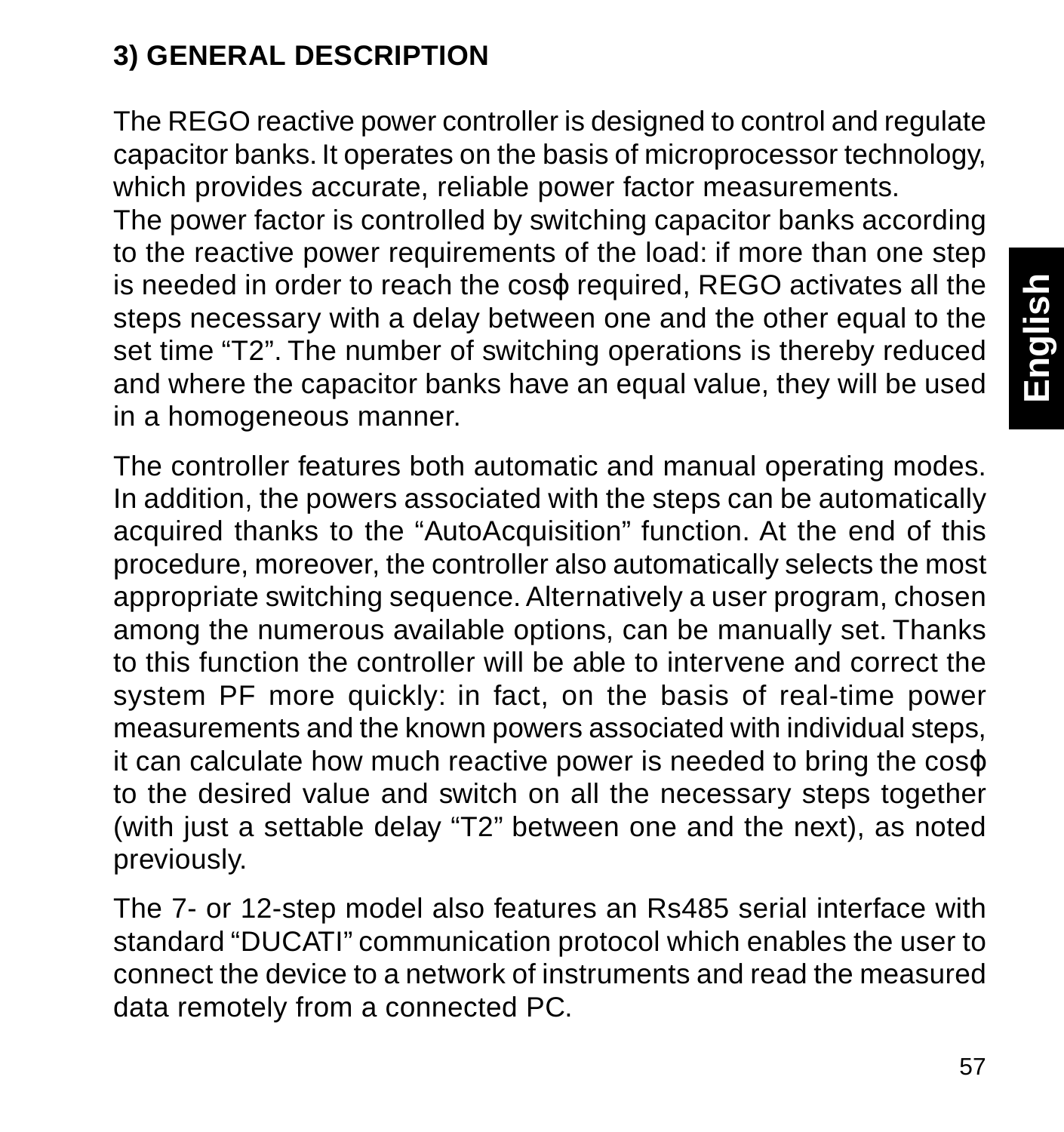## 3) GENERAL DESCRIPTION

The REGO reactive power controller is designed to control and regulate capacitor banks. It operates on the basis of microprocessor technology, which provides accurate, reliable power factor measurements.
The power factor is controlled by switching capacitor banks according to the reactive power requirements of the load: if more than one step is needed in order to reach the cosϕ required, REGO activates all the steps necessary with a delay between one and the other equal to the set time “T2”. The number of switching operations is thereby reduced and where the capacitor banks have an equal value, they will be used in a homogeneous manner.

The controller features both automatic and manual operating modes. In addition, the powers associated with the steps can be automatically acquired thanks to the “AutoAcquisition” function. At the end of this procedure, moreover, the controller also automatically selects the most appropriate switching sequence. Alternatively a user program, chosen among the numerous available options, can be manually set. Thanks to this function the controller will be able to intervene and correct the system PF more quickly: in fact, on the basis of real-time power measurements and the known powers associated with individual steps, it can calculate how much reactive power is needed to bring the cosϕ to the desired value and switch on all the necessary steps together (with just a settable delay “T2” between one and the next), as noted previously.

The 7- or 12-step model also features an Rs485 serial interface with standard “DUCATI” communication protocol which enables the user to connect the device to a network of instruments and read the measured data remotely from a connected PC.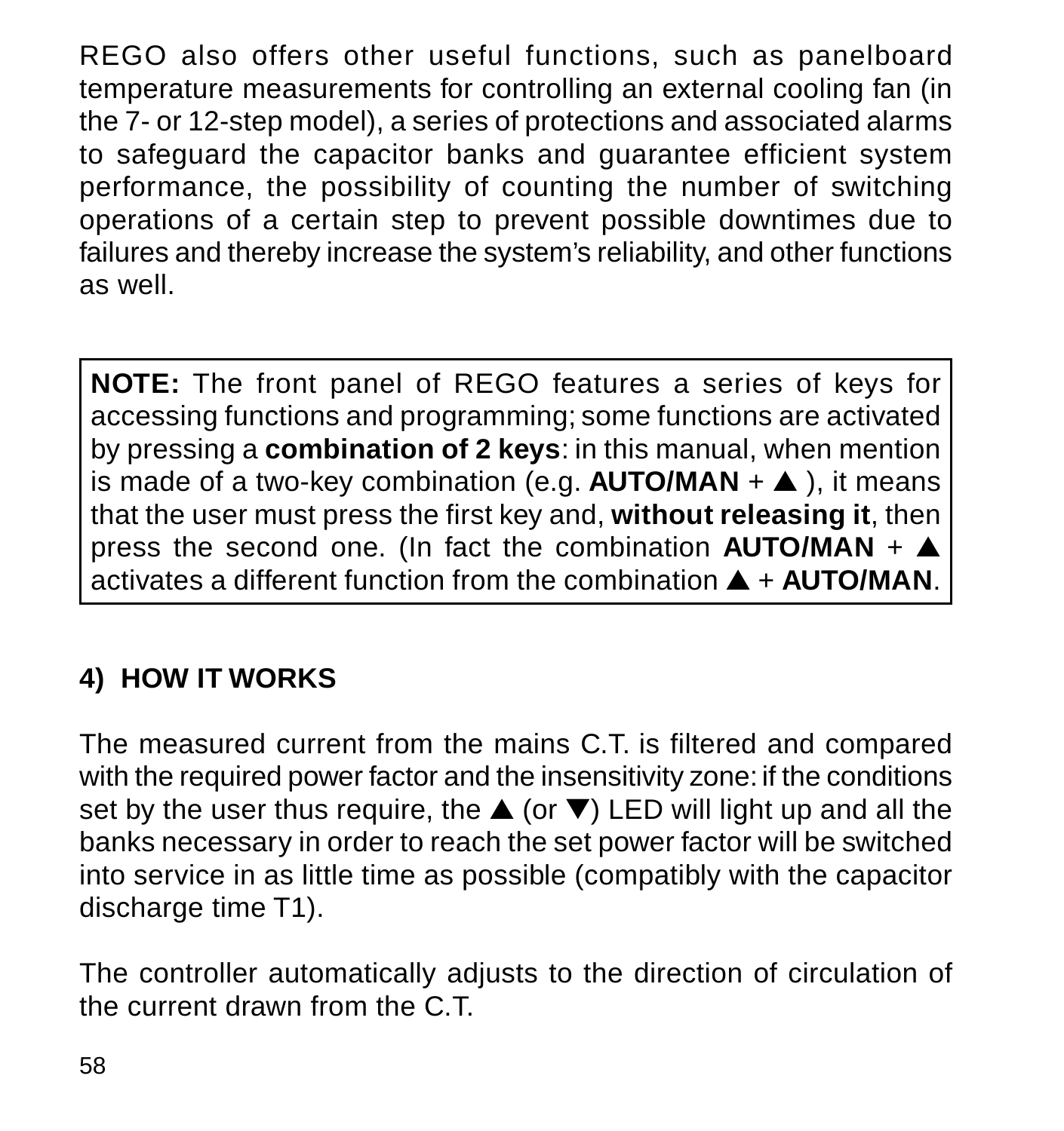REGO also offers other useful functions, such as panelboard temperature measurements for controlling an external cooling fan (in the 7- or 12-step model), a series of protections and associated alarms to safeguard the capacitor banks and guarantee efficient system performance, the possibility of counting the number of switching operations of a certain step to prevent possible downtimes due to failures and thereby increase the system's reliability, and other functions as well.

> **NOTE:** The front panel of REGO features a series of keys for accessing functions and programming; some functions are activated by pressing a **combination of 2 keys**: in this manual, when mention is made of a two-key combination (e.g. **AUTO/MAN** + ▲ ), it means that the user must press the first key and, **without releasing it**, then press the second one. (In fact the combination **AUTO/MAN** + ▲ activates a different function from the combination ▲ + **AUTO/MAN**.

## 4) HOW IT WORKS

The measured current from the mains C.T. is filtered and compared with the required power factor and the insensitivity zone: if the conditions set by the user thus require, the ▲ (or ▼) LED will light up and all the banks necessary in order to reach the set power factor will be switched into service in as little time as possible (compatibly with the capacitor discharge time T1).

The controller automatically adjusts to the direction of circulation of the current drawn from the C.T.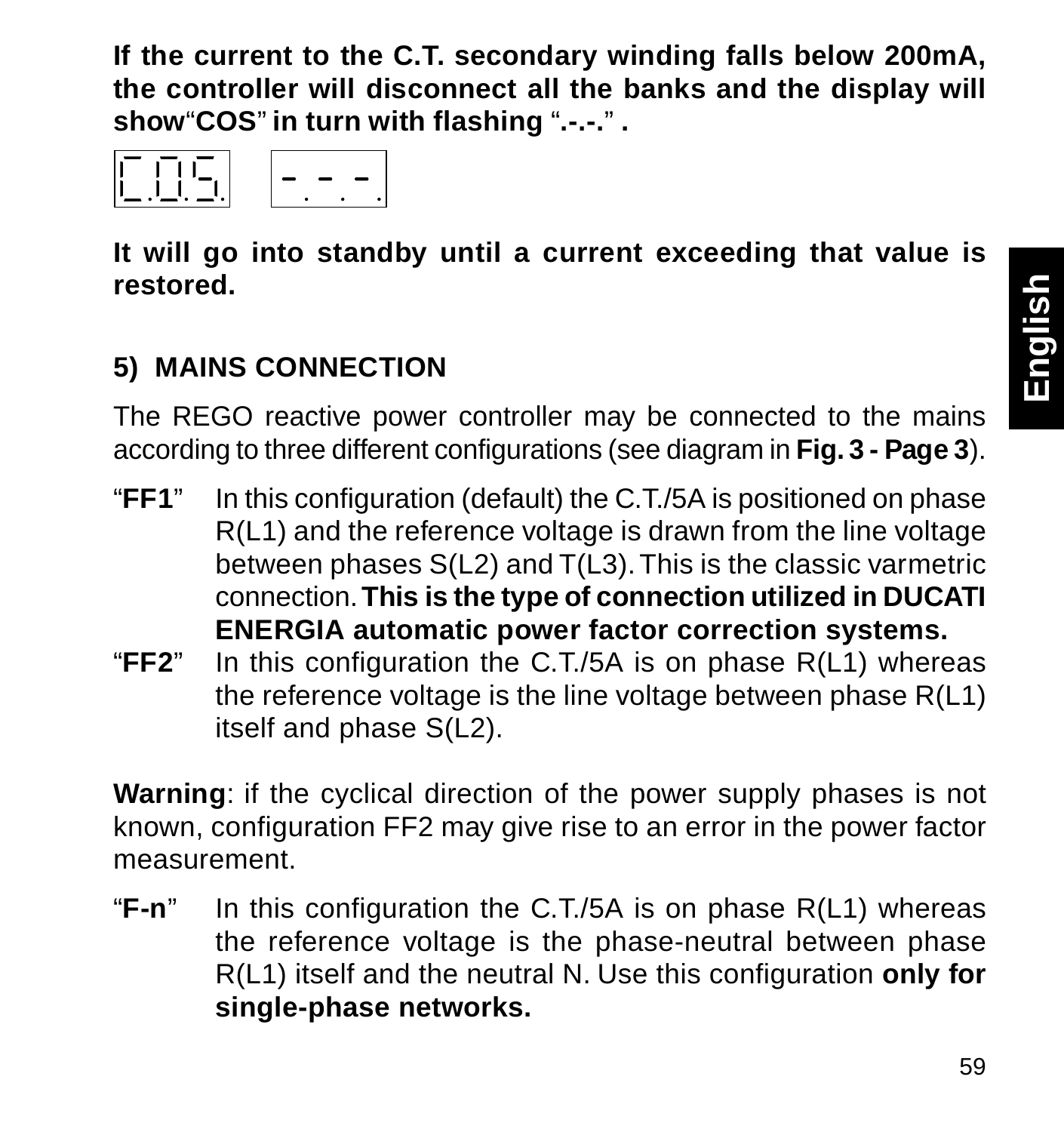**If the current to the C.T. secondary winding falls below 200mA, the controller will disconnect all the banks and the display will show“COS” in turn with flashing “.-.-.” .**

C.O.S.   -.-.-.

**It will go into standby until a current exceeding that value is restored.**

## 5) MAINS CONNECTION

The REGO reactive power controller may be connected to the mains according to three different configurations (see diagram in **Fig. 3 - Page 3**).

“**FF1**” In this configuration (default) the C.T./5A is positioned on phase R(L1) and the reference voltage is drawn from the line voltage between phases S(L2) and T(L3). This is the classic varmetric connection. **This is the type of connection utilized in DUCATI ENERGIA automatic power factor correction systems.**

“**FF2**” In this configuration the C.T./5A is on phase R(L1) whereas the reference voltage is the line voltage between phase R(L1) itself and phase S(L2).

**Warning**: if the cyclical direction of the power supply phases is not known, configuration FF2 may give rise to an error in the power factor measurement.

“**F-n**” In this configuration the C.T./5A is on phase R(L1) whereas the reference voltage is the phase-neutral between phase R(L1) itself and the neutral N. Use this configuration **only for single-phase networks.**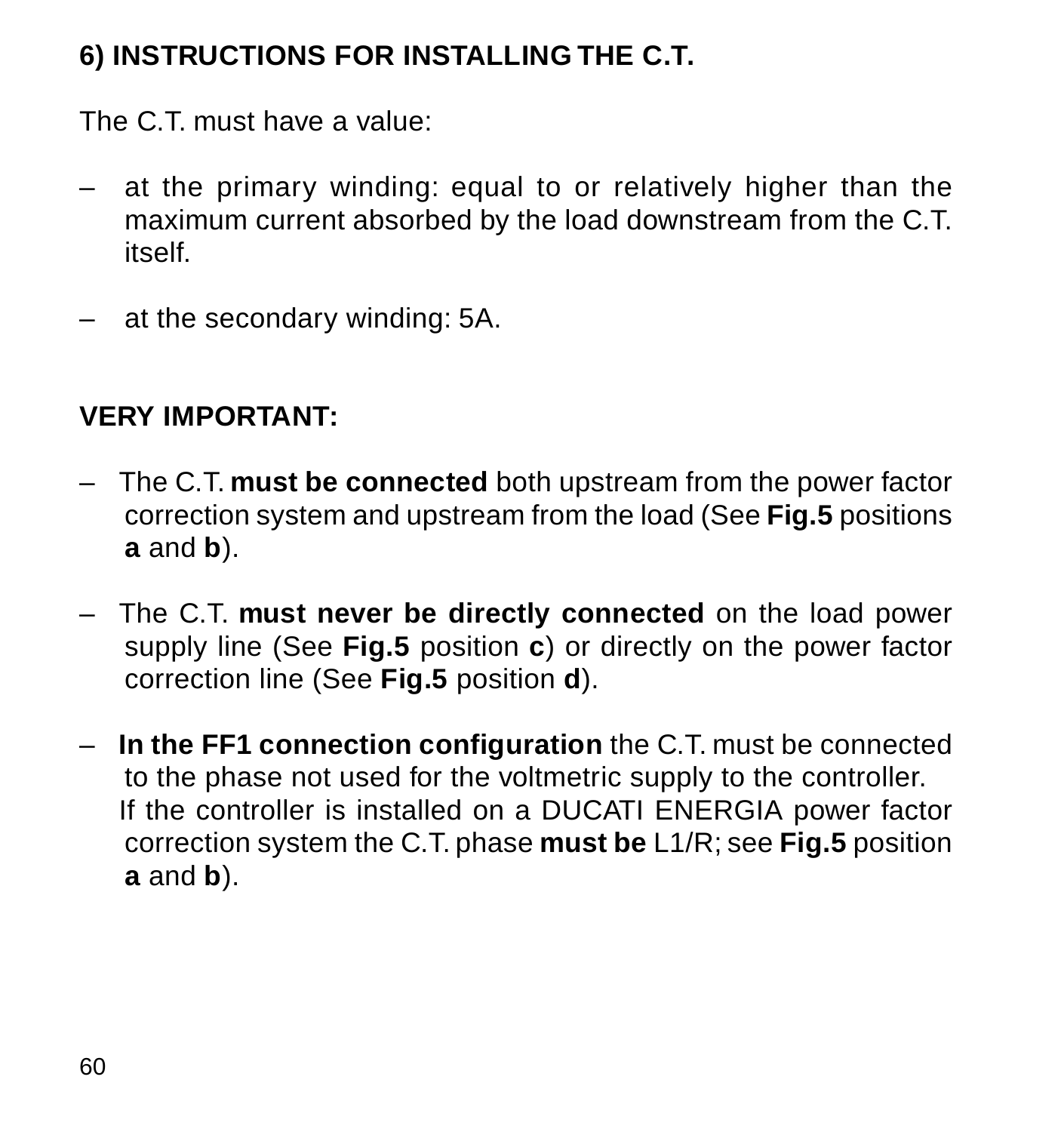## 6) INSTRUCTIONS FOR INSTALLING THE C.T.

The C.T. must have a value:

– at the primary winding: equal to or relatively higher than the maximum current absorbed by the load downstream from the C.T. itself.

– at the secondary winding: 5A.

**VERY IMPORTANT:**

– The C.T. **must be connected** both upstream from the power factor correction system and upstream from the load (See **Fig.5** positions **a** and **b**).

– The C.T. **must never be directly connected** on the load power supply line (See **Fig.5** position **c**) or directly on the power factor correction line (See **Fig.5** position **d**).

– **In the FF1 connection configuration** the C.T. must be connected to the phase not used for the voltmetric supply to the controller.
If the controller is installed on a DUCATI ENERGIA power factor correction system the C.T. phase **must be** L1/R; see **Fig.5** position **a** and **b**).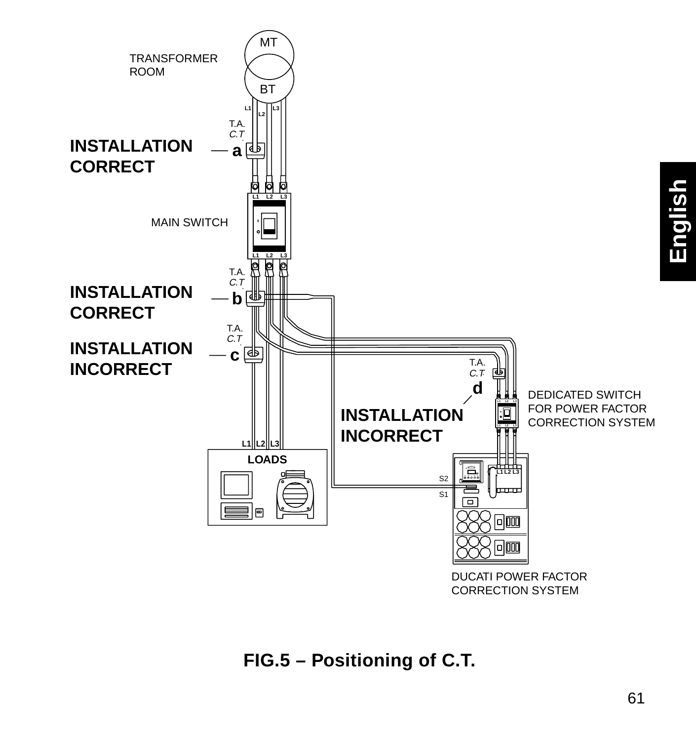TRANSFORMER ROOM

MT

BT

L1 L2 L3

T.A.
C.T.

**INSTALLATION CORRECT** — **a**

MAIN SWITCH

L1 L2 L3

T.A.
C.T.

**INSTALLATION CORRECT** — **b**

T.A.
C.T.

**INSTALLATION INCORRECT** — **c**

T.A.
C.T.

**d**

**INSTALLATION INCORRECT**

DEDICATED SWITCH FOR POWER FACTOR CORRECTION SYSTEM

L1 L2 L3

**LOADS**

S2

S1

L1 L2 L3

DUCATI POWER FACTOR CORRECTION SYSTEM

**FIG.5 – Positioning of C.T.**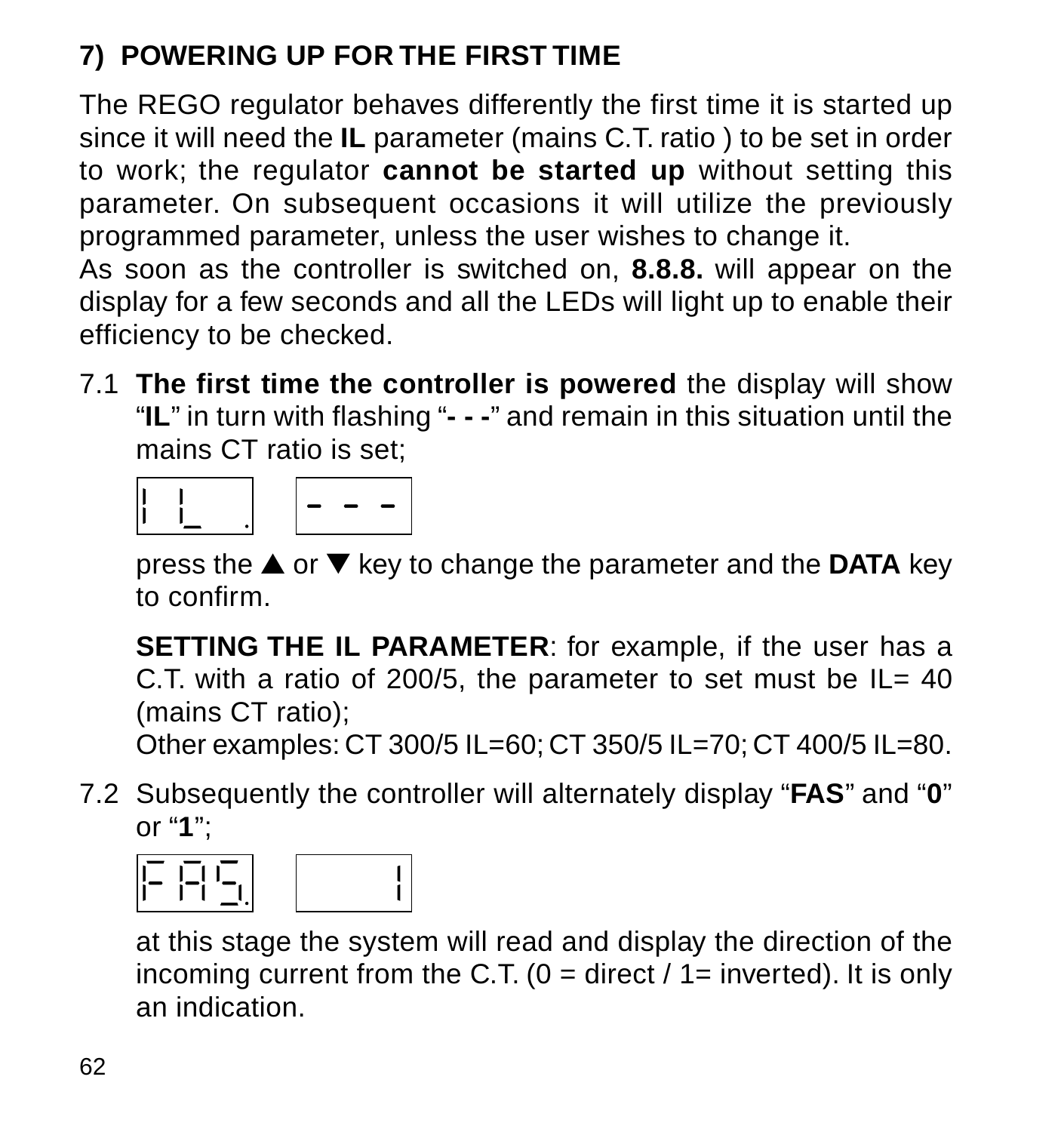## 7) POWERING UP FOR THE FIRST TIME

The REGO regulator behaves differently the first time it is started up since it will need the **IL** parameter (mains C.T. ratio ) to be set in order to work; the regulator **cannot be started up** without setting this parameter. On subsequent occasions it will utilize the previously programmed parameter, unless the user wishes to change it.
As soon as the controller is switched on, **8.8.8.** will appear on the display for a few seconds and all the LEDs will light up to enable their efficiency to be checked.

7.1 **The first time the controller is powered** the display will show "**IL**" in turn with flashing "**- - -**" and remain in this situation until the mains CT ratio is set;

IL. &nbsp;&nbsp;&nbsp; - - -

press the ▲ or ▼ key to change the parameter and the **DATA** key to confirm.

**SETTING THE IL PARAMETER**: for example, if the user has a C.T. with a ratio of 200/5, the parameter to set must be IL= 40 (mains CT ratio);
Other examples: CT 300/5 IL=60; CT 350/5 IL=70; CT 400/5 IL=80.

7.2 Subsequently the controller will alternately display "**FAS**" and "**0**" or "**1**";

FAS. &nbsp;&nbsp;&nbsp; 1

at this stage the system will read and display the direction of the incoming current from the C.T. (0 = direct / 1= inverted). It is only an indication.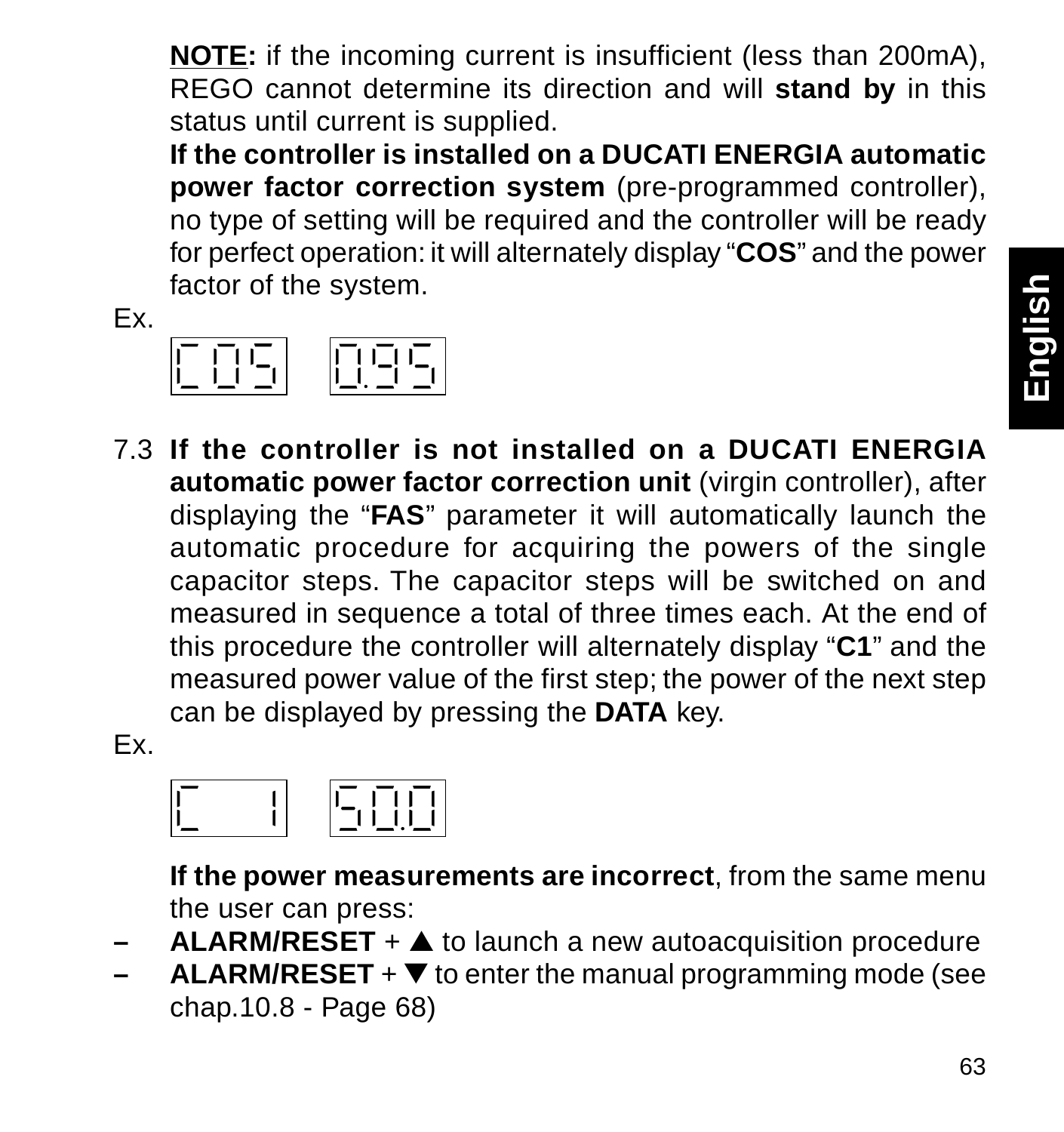**NOTE:** if the incoming current is insufficient (less than 200mA), REGO cannot determine its direction and will **stand by** in this status until current is supplied.

**If the controller is installed on a DUCATI ENERGIA automatic power factor correction system** (pre-programmed controller), no type of setting will be required and the controller will be ready for perfect operation: it will alternately display "**COS**" and the power factor of the system.

Ex.

`COS` `0.95`

7.3 **If the controller is not installed on a DUCATI ENERGIA automatic power factor correction unit** (virgin controller), after displaying the "**FAS**" parameter it will automatically launch the automatic procedure for acquiring the powers of the single capacitor steps. The capacitor steps will be switched on and measured in sequence a total of three times each. At the end of this procedure the controller will alternately display "**C1**" and the measured power value of the first step; the power of the next step can be displayed by pressing the **DATA** key.

Ex.

`C  1` `50.0`

**If the power measurements are incorrect**, from the same menu the user can press:

- **ALARM/RESET** + ▲ to launch a new autoacquisition procedure
- **ALARM/RESET** + ▼ to enter the manual programming mode (see chap.10.8 - Page 68)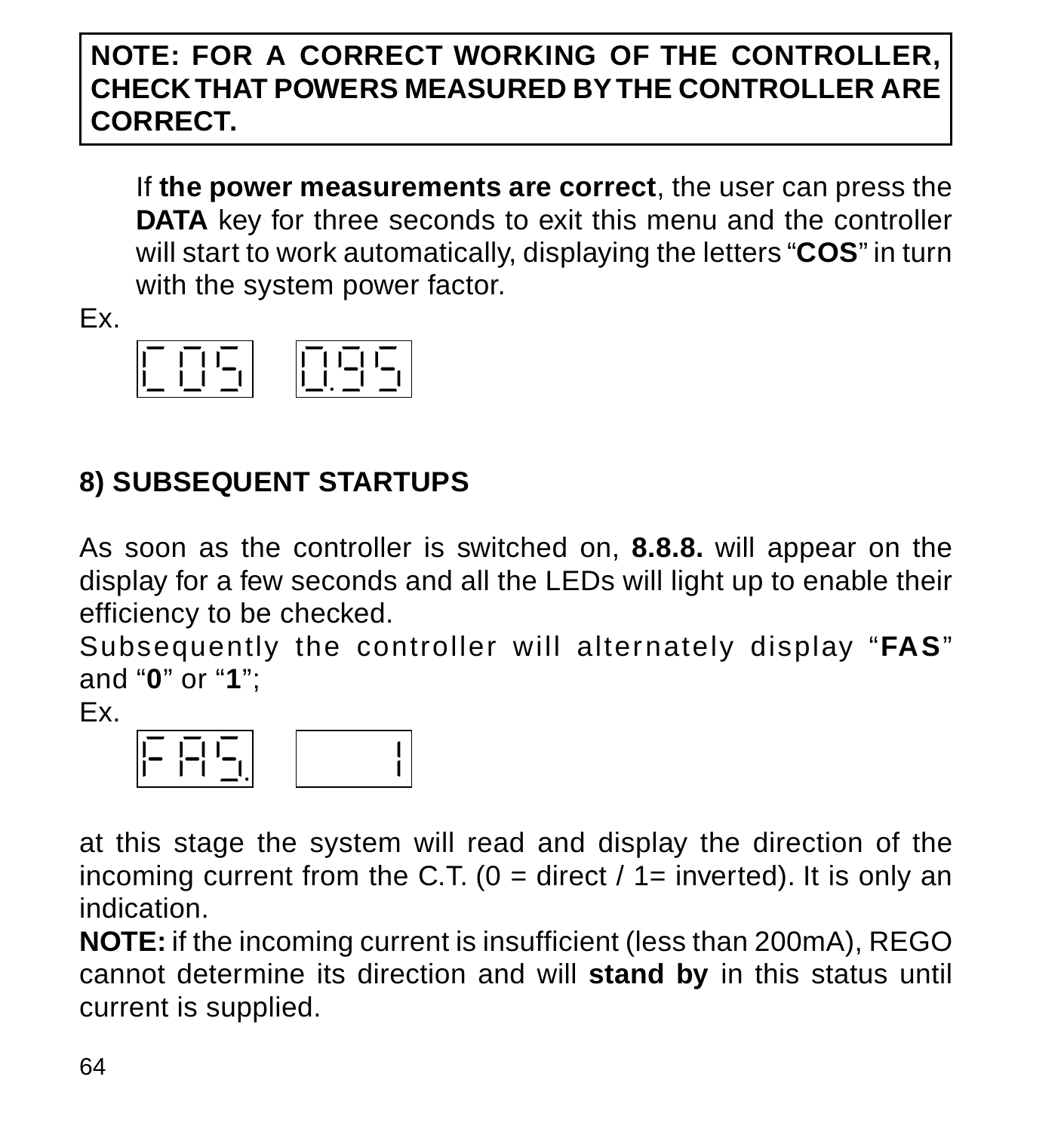**NOTE: FOR A CORRECT WORKING OF THE CONTROLLER, CHECK THAT POWERS MEASURED BY THE CONTROLLER ARE CORRECT.**

If **the power measurements are correct**, the user can press the **DATA** key for three seconds to exit this menu and the controller will start to work automatically, displaying the letters “**COS**” in turn with the system power factor.

Ex.

COS 0.95

## 8) SUBSEQUENT STARTUPS

As soon as the controller is switched on, **8.8.8.** will appear on the display for a few seconds and all the LEDs will light up to enable their efficiency to be checked.

Subsequently the controller will alternately display “**FAS**” and “**0**” or “**1**”;

Ex.

FAS. 1

at this stage the system will read and display the direction of the incoming current from the C.T. (0 = direct / 1= inverted). It is only an indication.

**NOTE:** if the incoming current is insufficient (less than 200mA), REGO cannot determine its direction and will **stand by** in this status until current is supplied.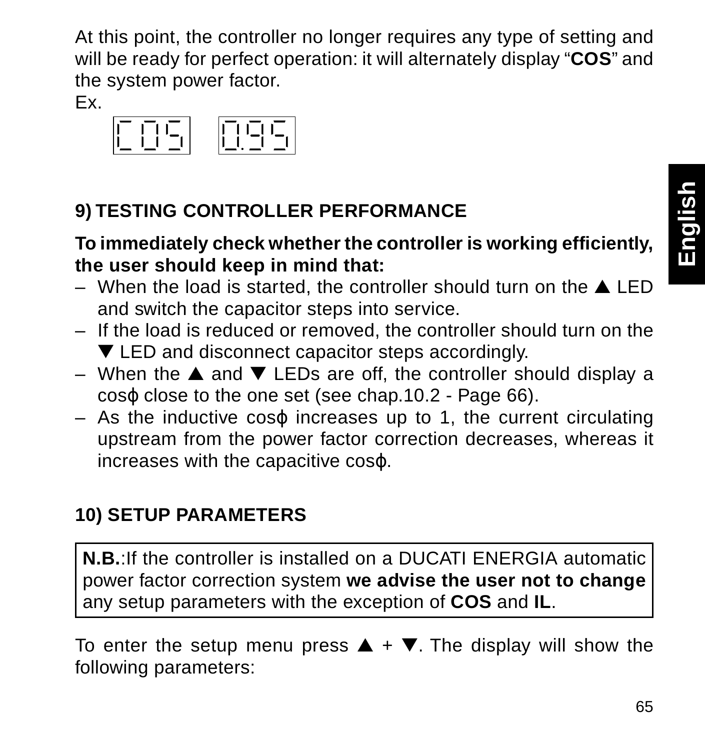At this point, the controller no longer requires any type of setting and will be ready for perfect operation: it will alternately display "**COS**" and the system power factor.

Ex.

COS 0.95

## 9) TESTING CONTROLLER PERFORMANCE

**To immediately check whether the controller is working efficiently, the user should keep in mind that:**

- When the load is started, the controller should turn on the ▲ LED and switch the capacitor steps into service.
- If the load is reduced or removed, the controller should turn on the ▼ LED and disconnect capacitor steps accordingly.
- When the ▲ and ▼ LEDs are off, the controller should display a $\cos\varphi$ close to the one set (see chap.10.2 - Page 66).
- As the inductive $\cos\varphi$ increases up to 1, the current circulating upstream from the power factor correction decreases, whereas it increases with the capacitive $\cos\varphi$.

## 10) SETUP PARAMETERS

> **N.B.**:If the controller is installed on a DUCATI ENERGIA automatic power factor correction system **we advise the user not to change** any setup parameters with the exception of **COS** and **IL**.

To enter the setup menu press ▲ + ▼. The display will show the following parameters: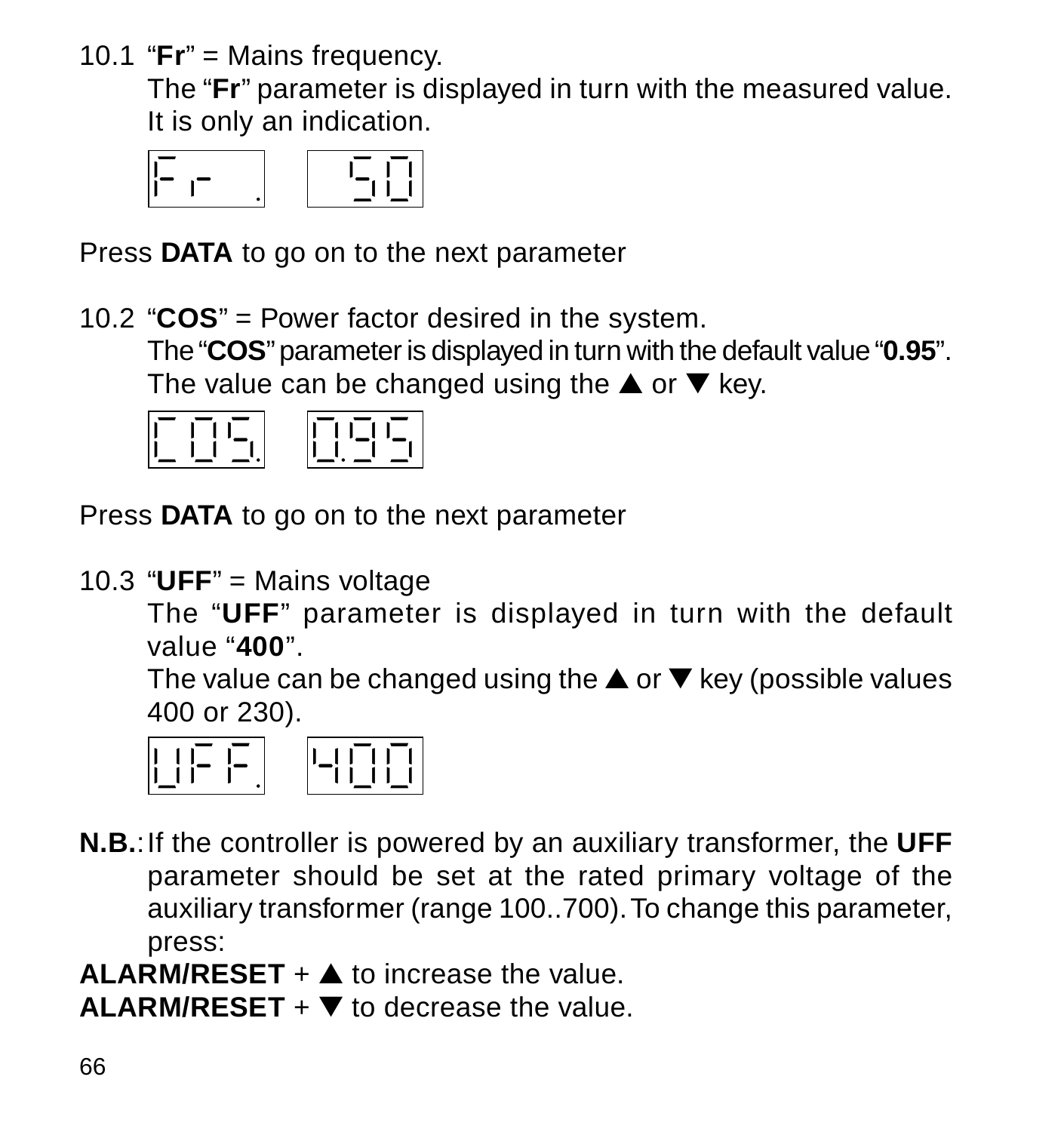10.1 "**Fr**" = Mains frequency.
The "**Fr**" parameter is displayed in turn with the measured value. It is only an indication.

Press **DATA** to go on to the next parameter

10.2 "**COS**" = Power factor desired in the system.
The "**COS**" parameter is displayed in turn with the default value "**0.95**".
The value can be changed using the ▲ or ▼ key.

Press **DATA** to go on to the next parameter

10.3 "**UFF**" = Mains voltage
The "**UFF**" parameter is displayed in turn with the default value "**400**".
The value can be changed using the ▲ or ▼ key (possible values 400 or 230).

**N.B.**: If the controller is powered by an auxiliary transformer, the **UFF** parameter should be set at the rated primary voltage of the auxiliary transformer (range 100..700). To change this parameter, press:

**ALARM/RESET** + ▲ to increase the value.

**ALARM/RESET** + ▼ to decrease the value.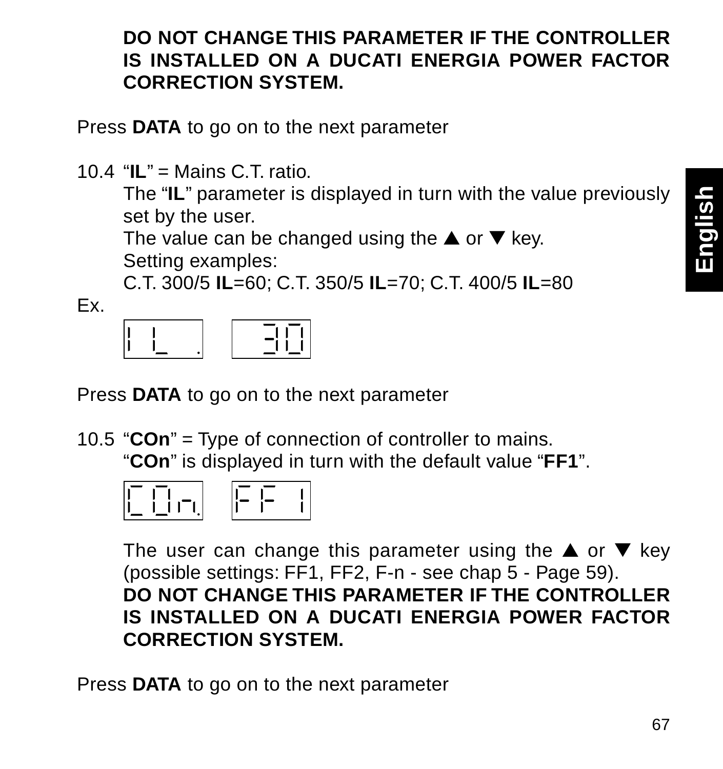**DO NOT CHANGE THIS PARAMETER IF THE CONTROLLER IS INSTALLED ON A DUCATI ENERGIA POWER FACTOR CORRECTION SYSTEM.**

Press **DATA** to go on to the next parameter

10.4 "**IL**" = Mains C.T. ratio.
The "**IL**" parameter is displayed in turn with the value previously set by the user.
The value can be changed using the ▲ or ▼ key.
Setting examples:
C.T. 300/5 **IL**=60; C.T. 350/5 **IL**=70; C.T. 400/5 **IL**=80

Ex.

| IL. | 30 |
|---|---|

Press **DATA** to go on to the next parameter

10.5 "**COn**" = Type of connection of controller to mains.
"**COn**" is displayed in turn with the default value "**FF1**".

| COn. | FF 1 |
|---|---|

The user can change this parameter using the ▲ or ▼ key (possible settings: FF1, FF2, F-n - see chap 5 - Page 59).
**DO NOT CHANGE THIS PARAMETER IF THE CONTROLLER IS INSTALLED ON A DUCATI ENERGIA POWER FACTOR CORRECTION SYSTEM.**

Press **DATA** to go on to the next parameter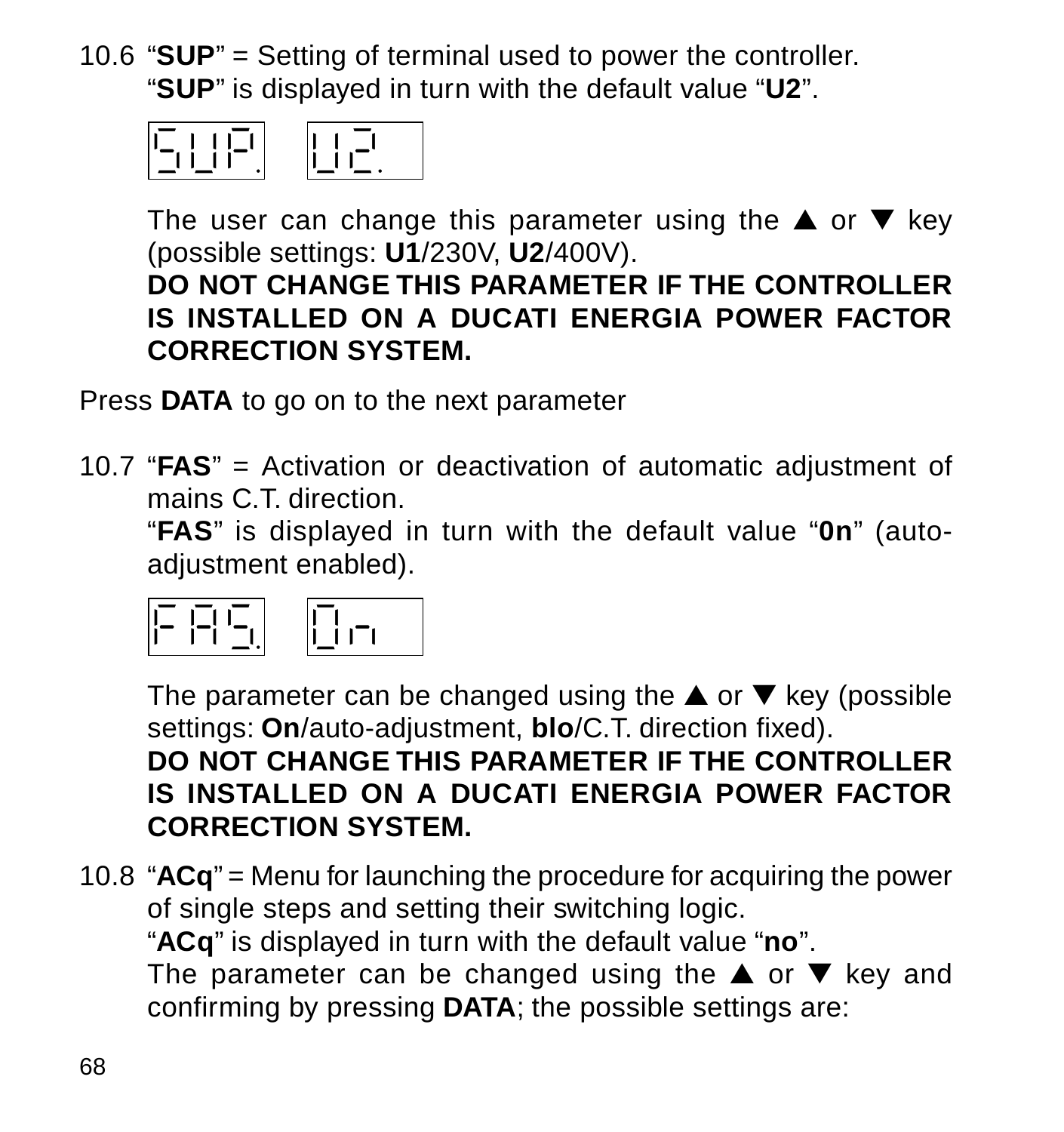10.6 “**SUP**” = Setting of terminal used to power the controller.
“**SUP**” is displayed in turn with the default value “**U2**”.

SUP. | U2.

The user can change this parameter using the ▲ or ▼ key (possible settings: **U1**/230V, **U2**/400V).
**DO NOT CHANGE THIS PARAMETER IF THE CONTROLLER IS INSTALLED ON A DUCATI ENERGIA POWER FACTOR CORRECTION SYSTEM.**

Press **DATA** to go on to the next parameter

10.7 “**FAS**” = Activation or deactivation of automatic adjustment of mains C.T. direction.
“**FAS**” is displayed in turn with the default value “**0n**” (auto-adjustment enabled).

FAS. | On

The parameter can be changed using the ▲ or ▼ key (possible settings: **On**/auto-adjustment, **blo**/C.T. direction fixed).
**DO NOT CHANGE THIS PARAMETER IF THE CONTROLLER IS INSTALLED ON A DUCATI ENERGIA POWER FACTOR CORRECTION SYSTEM.**

10.8 “**ACq**” = Menu for launching the procedure for acquiring the power of single steps and setting their switching logic.
“**ACq**” is displayed in turn with the default value “**no**”.
The parameter can be changed using the ▲ or ▼ key and confirming by pressing **DATA**; the possible settings are: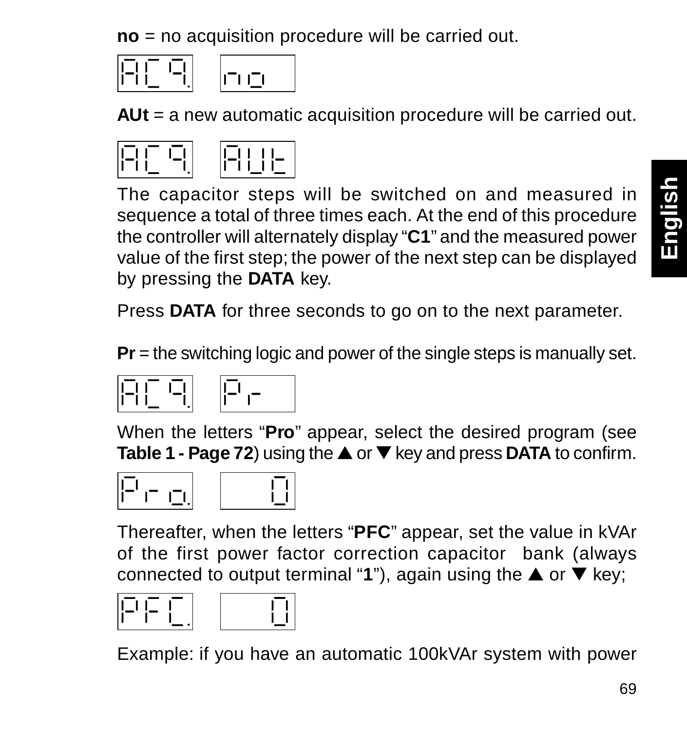**no** = no acquisition procedure will be carried out.

| ACq. | no |
|---|---|

**AUt** = a new automatic acquisition procedure will be carried out.

| ACq. | AUt |
|---|---|

The capacitor steps will be switched on and measured in sequence a total of three times each. At the end of this procedure the controller will alternately display "**C1**" and the measured power value of the first step; the power of the next step can be displayed by pressing the **DATA** key.

Press **DATA** for three seconds to go on to the next parameter.

**Pr** = the switching logic and power of the single steps is manually set.

| ACq. | Pr |
|---|---|

When the letters "**Pro**" appear, select the desired program (see **Table 1 - Page 72**) using the ▲ or ▼ key and press **DATA** to confirm.

| Pro. | 0 |
|---|---|

Thereafter, when the letters "**PFC**" appear, set the value in kVAr of the first power factor correction capacitor bank (always connected to output terminal "**1**"), again using the ▲ or ▼ key;

| PFC. | 0 |
|---|---|

Example: if you have an automatic 100kVAr system with power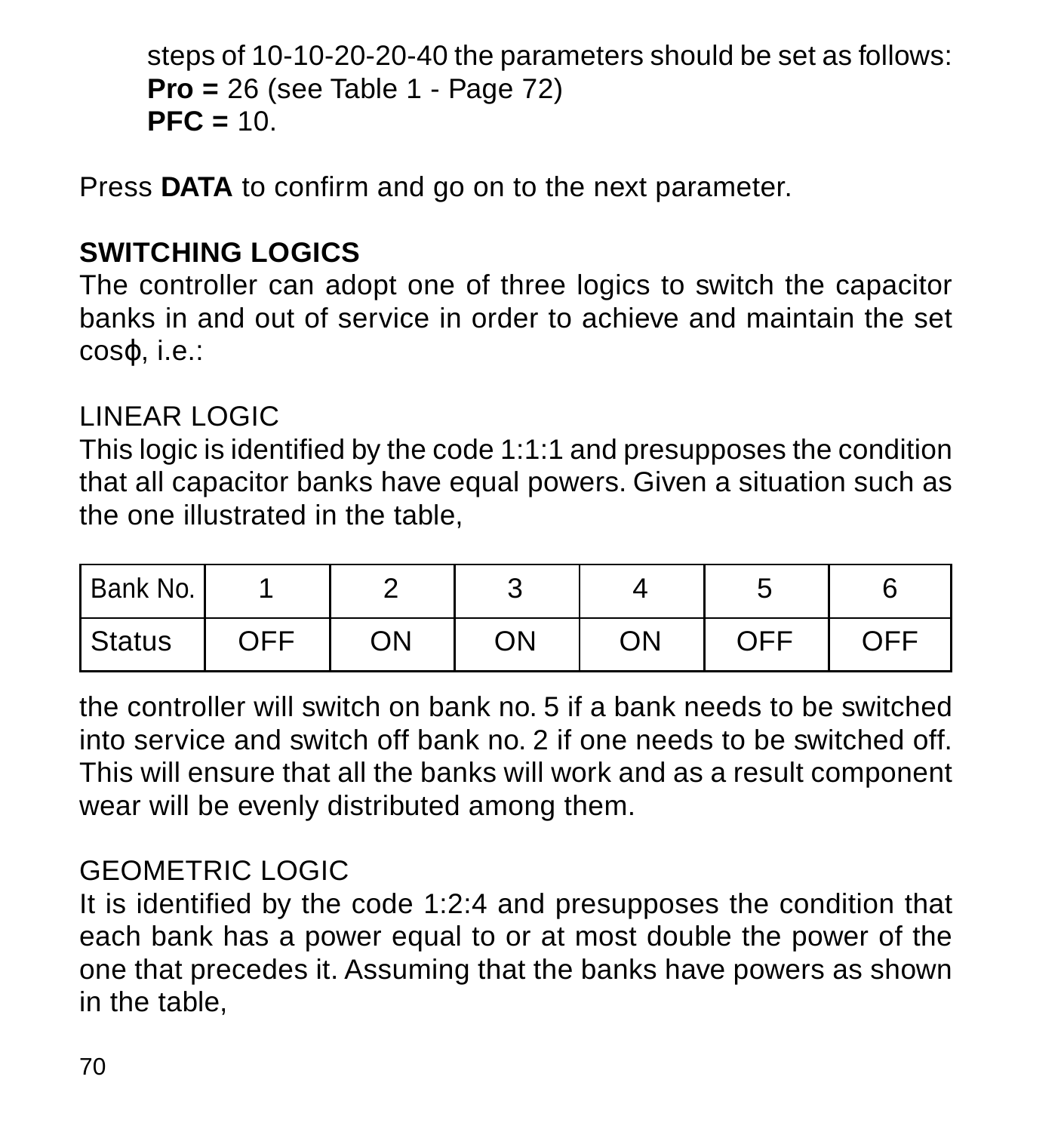steps of 10-10-20-20-40 the parameters should be set as follows:
**Pro =** 26 (see Table 1 - Page 72)
**PFC =** 10.

Press **DATA** to confirm and go on to the next parameter.

**SWITCHING LOGICS**
The controller can adopt one of three logics to switch the capacitor banks in and out of service in order to achieve and maintain the set cosφ, i.e.:

LINEAR LOGIC
This logic is identified by the code 1:1:1 and presupposes the condition that all capacitor banks have equal powers. Given a situation such as the one illustrated in the table,

| Bank No. | 1 | 2 | 3 | 4 | 5 | 6 |
|---|---|---|---|---|---|---|
| Status | OFF | ON | ON | ON | OFF | OFF |

the controller will switch on bank no. 5 if a bank needs to be switched into service and switch off bank no. 2 if one needs to be switched off. This will ensure that all the banks will work and as a result component wear will be evenly distributed among them.

GEOMETRIC LOGIC
It is identified by the code 1:2:4 and presupposes the condition that each bank has a power equal to or at most double the power of the one that precedes it. Assuming that the banks have powers as shown in the table,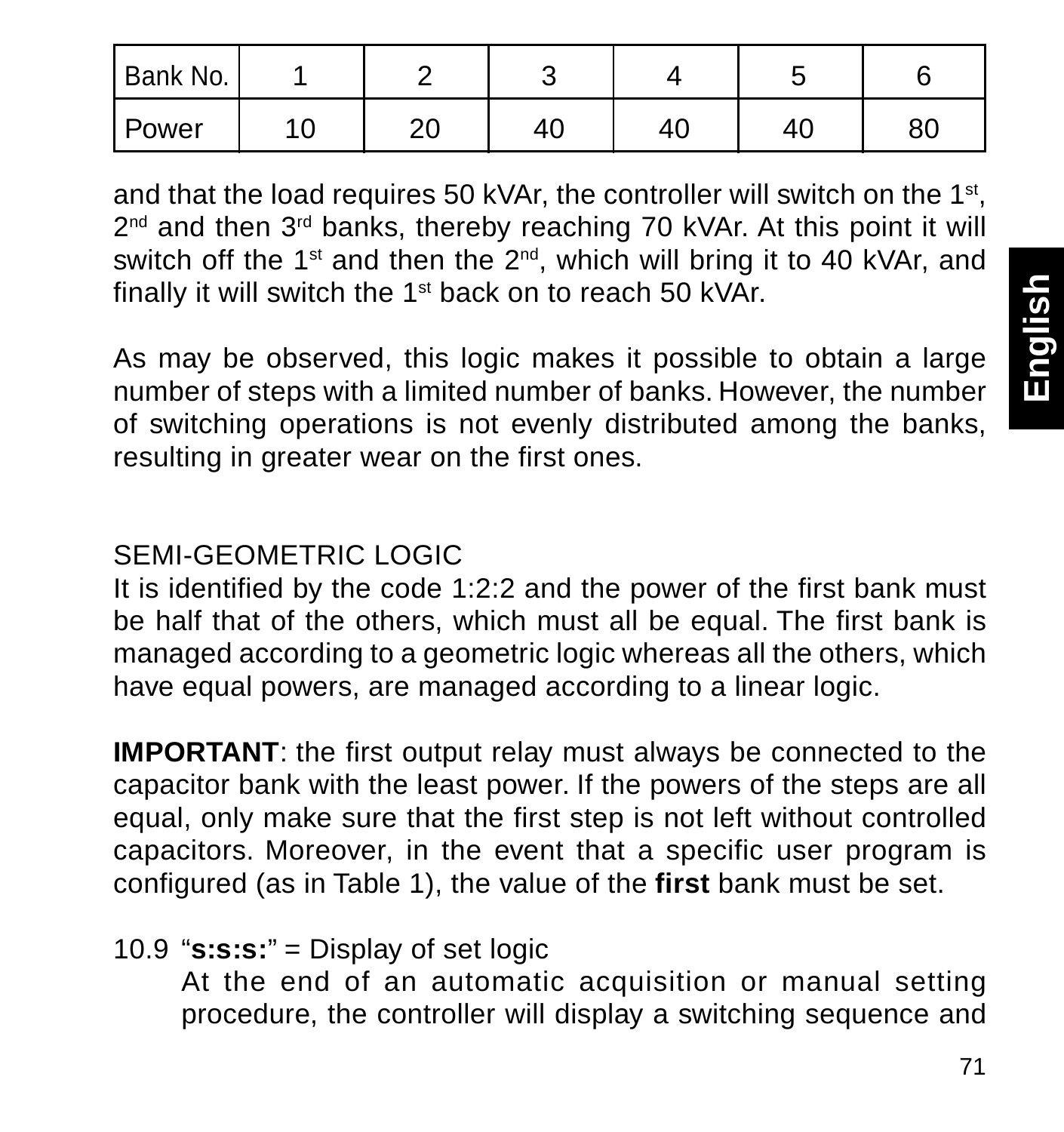| Bank No. | 1 | 2 | 3 | 4 | 5 | 6 |
|---|---|---|---|---|---|---|
| Power | 10 | 20 | 40 | 40 | 40 | 80 |

and that the load requires 50 kVAr, the controller will switch on the 1st, 2nd and then 3rd banks, thereby reaching 70 kVAr. At this point it will switch off the 1st and then the 2nd, which will bring it to 40 kVAr, and finally it will switch the 1st back on to reach 50 kVAr.

As may be observed, this logic makes it possible to obtain a large number of steps with a limited number of banks. However, the number of switching operations is not evenly distributed among the banks, resulting in greater wear on the first ones.

SEMI-GEOMETRIC LOGIC

It is identified by the code 1:2:2 and the power of the first bank must be half that of the others, which must all be equal. The first bank is managed according to a geometric logic whereas all the others, which have equal powers, are managed according to a linear logic.

**IMPORTANT**: the first output relay must always be connected to the capacitor bank with the least power. If the powers of the steps are all equal, only make sure that the first step is not left without controlled capacitors. Moreover, in the event that a specific user program is configured (as in Table 1), the value of the **first** bank must be set.

10.9 “**s:s:s:**” = Display of set logic

At the end of an automatic acquisition or manual setting procedure, the controller will display a switching sequence and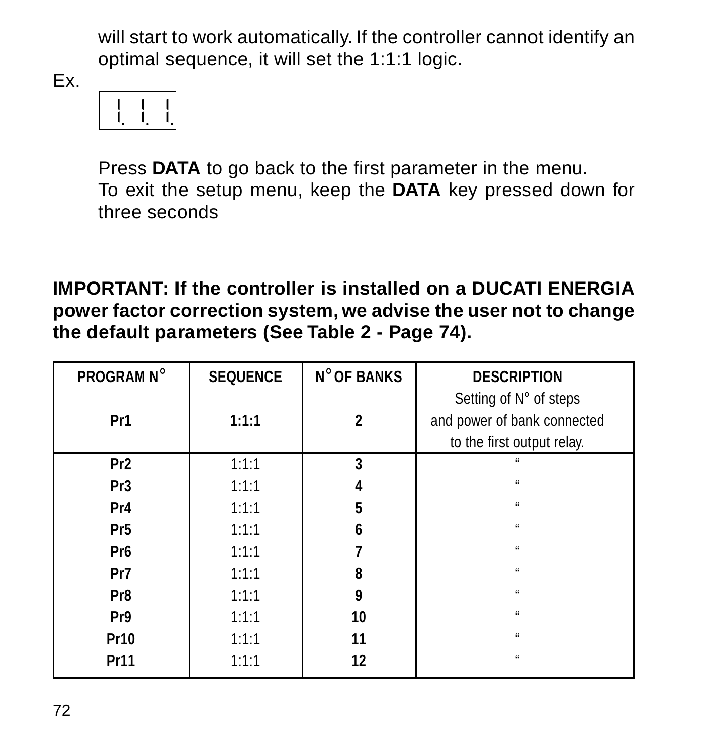will start to work automatically. If the controller cannot identify an optimal sequence, it will set the 1:1:1 logic.

Ex.

```
1. 1. 1.
```

Press **DATA** to go back to the first parameter in the menu.
To exit the setup menu, keep the **DATA** key pressed down for three seconds

**IMPORTANT: If the controller is installed on a DUCATI ENERGIA power factor correction system, we advise the user not to change the default parameters (See Table 2 - Page 74).**

| PROGRAM N° | SEQUENCE | N° OF BANKS | DESCRIPTION |
|---|---|---|---|
| **Pr1** | **1:1:1** | **2** | Setting of N° of steps and power of bank connected to the first output relay. |
| **Pr2** | 1:1:1 | **3** | “ |
| **Pr3** | 1:1:1 | **4** | “ |
| **Pr4** | 1:1:1 | **5** | “ |
| **Pr5** | 1:1:1 | **6** | “ |
| **Pr6** | 1:1:1 | **7** | “ |
| **Pr7** | 1:1:1 | **8** | “ |
| **Pr8** | 1:1:1 | **9** | “ |
| **Pr9** | 1:1:1 | **10** | “ |
| **Pr10** | 1:1:1 | **11** | “ |
| **Pr11** | 1:1:1 | **12** | “ |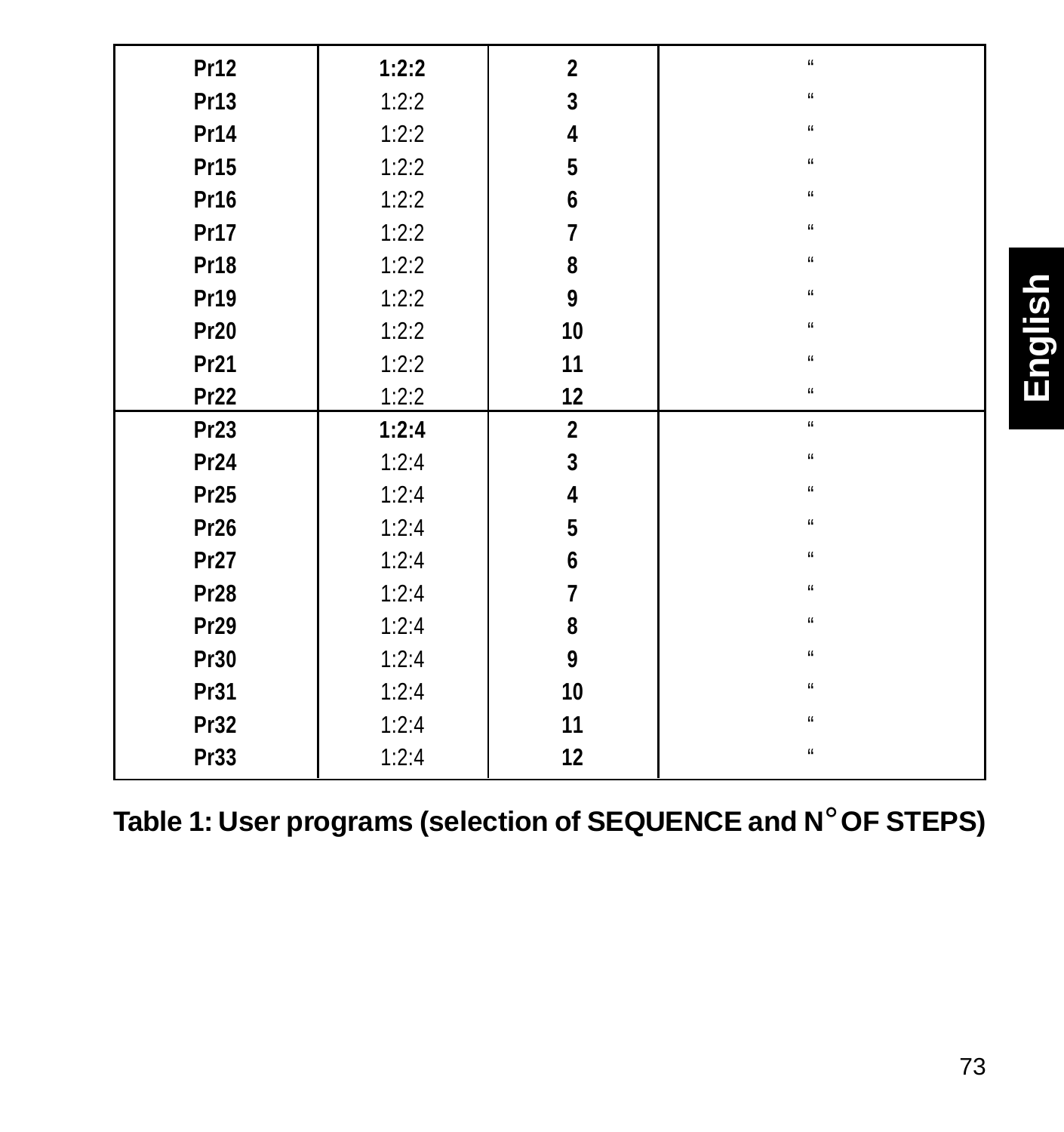| Pr12 | **1:2:2** | 2 | “ |
|---|---|---|---|
| Pr13 | 1:2:2 | 3 | “ |
| Pr14 | 1:2:2 | 4 | “ |
| Pr15 | 1:2:2 | 5 | “ |
| Pr16 | 1:2:2 | 6 | “ |
| Pr17 | 1:2:2 | 7 | “ |
| Pr18 | 1:2:2 | 8 | “ |
| Pr19 | 1:2:2 | 9 | “ |
| Pr20 | 1:2:2 | 10 | “ |
| Pr21 | 1:2:2 | 11 | “ |
| Pr22 | 1:2:2 | 12 | “ |
| Pr23 | **1:2:4** | 2 | “ |
| Pr24 | 1:2:4 | 3 | “ |
| Pr25 | 1:2:4 | 4 | “ |
| Pr26 | 1:2:4 | 5 | “ |
| Pr27 | 1:2:4 | 6 | “ |
| Pr28 | 1:2:4 | 7 | “ |
| Pr29 | 1:2:4 | 8 | “ |
| Pr30 | 1:2:4 | 9 | “ |
| Pr31 | 1:2:4 | 10 | “ |
| Pr32 | 1:2:4 | 11 | “ |
| Pr33 | 1:2:4 | 12 | “ |

**Table 1: User programs (selection of SEQUENCE and N° OF STEPS)**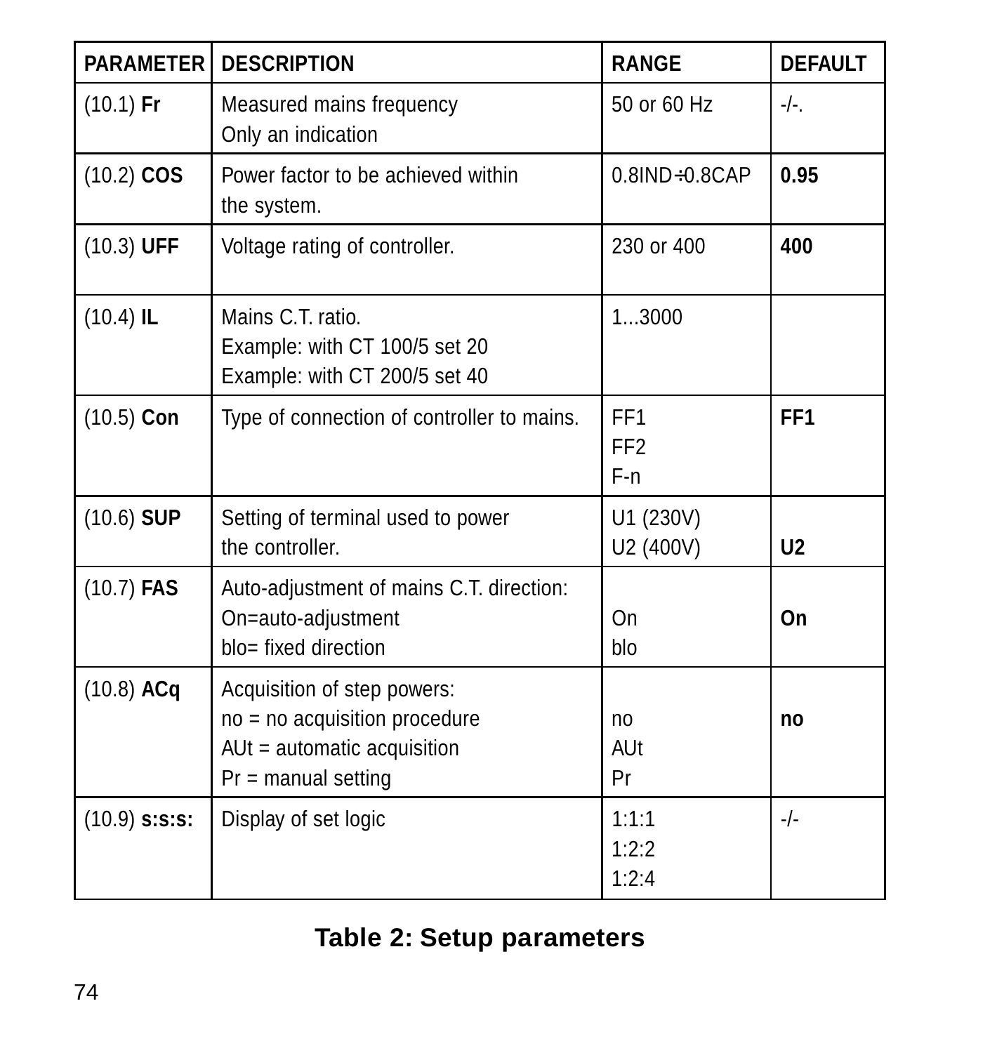| PARAMETER | DESCRIPTION | RANGE | DEFAULT |
|---|---|---|---|
| (10.1) **Fr** | Measured mains frequency<br>Only an indication | 50 or 60 Hz | -/-. |
| (10.2) **COS** | Power factor to be achieved within the system. | 0.8IND÷0.8CAP | **0.95** |
| (10.3) **UFF** | Voltage rating of controller. | 230 or 400 | **400** |
| (10.4) **IL** | Mains C.T. ratio.<br>Example: with CT 100/5 set 20<br>Example: with CT 200/5 set 40 | 1...3000 | |
| (10.5) **Con** | Type of connection of controller to mains. | FF1<br>FF2<br>F-n | **FF1** |
| (10.6) **SUP** | Setting of terminal used to power the controller. | U1 (230V)<br>U2 (400V) | **U2** |
| (10.7) **FAS** | Auto-adjustment of mains C.T. direction:<br>On=auto-adjustment<br>blo= fixed direction | On<br>blo | **On** |
| (10.8) **ACq** | Acquisition of step powers:<br>no = no acquisition procedure<br>AUt = automatic acquisition<br>Pr = manual setting | no<br>AUt<br>Pr | **no** |
| (10.9) **s:s:s:** | Display of set logic | 1:1:1<br>1:2:2<br>1:2:4 | -/- |

**Table 2: Setup parameters**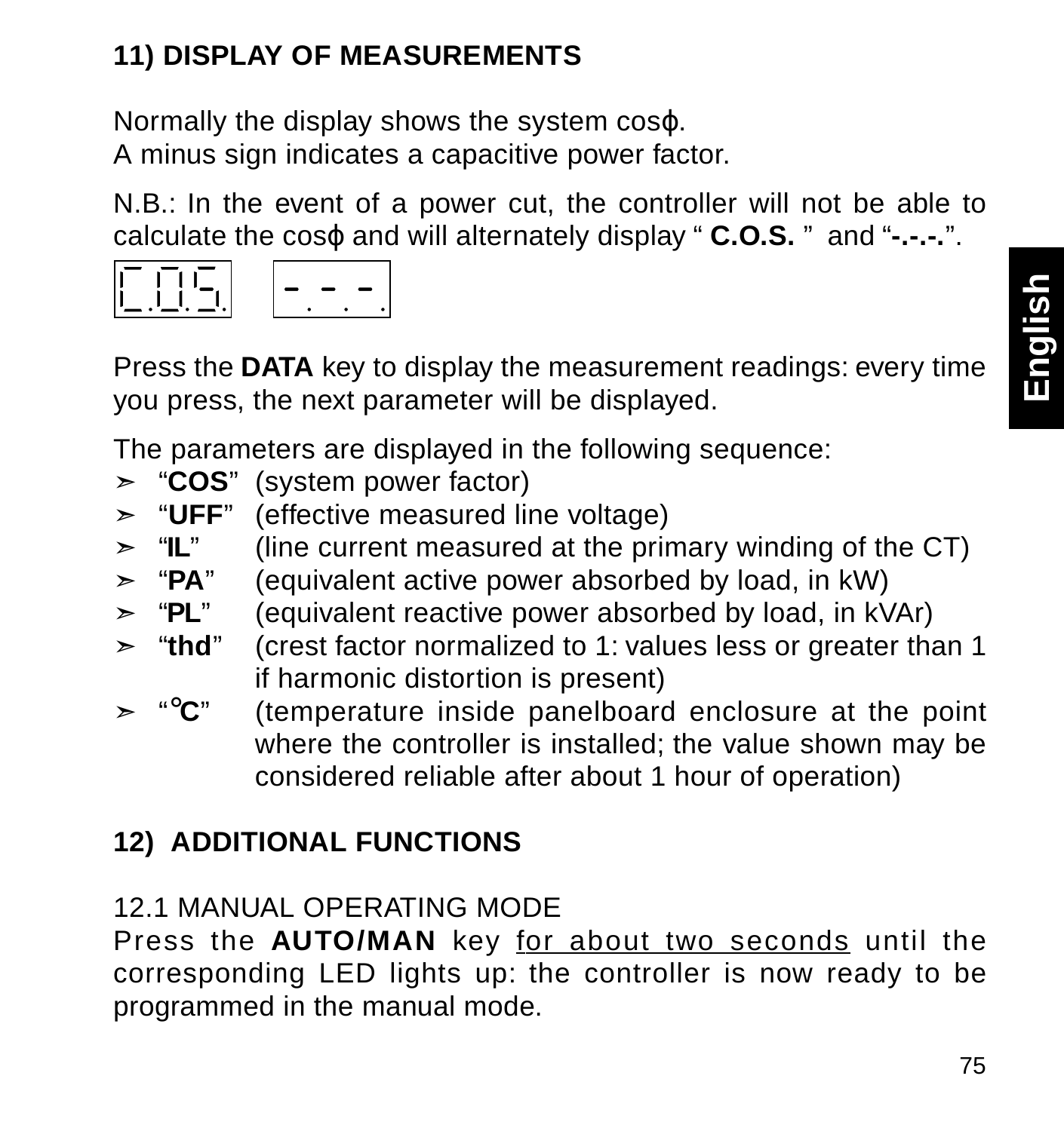## 11) DISPLAY OF MEASUREMENTS

Normally the display shows the system cosϕ.
A minus sign indicates a capacitive power factor.

N.B.: In the event of a power cut, the controller will not be able to calculate the cosϕ and will alternately display " **C.O.S.** " and "**-.-.-.**".

C.O.S.   -.-.-.

Press the **DATA** key to display the measurement readings: every time you press, the next parameter will be displayed.

The parameters are displayed in the following sequence:

- "**COS**" (system power factor)
- "**UFF**" (effective measured line voltage)
- "**IL**" (line current measured at the primary winding of the CT)
- "**PA**" (equivalent active power absorbed by load, in kW)
- "**PL**" (equivalent reactive power absorbed by load, in kVAr)
- "**thd**" (crest factor normalized to 1: values less or greater than 1 if harmonic distortion is present)
- "**°C**" (temperature inside panelboard enclosure at the point where the controller is installed; the value shown may be considered reliable after about 1 hour of operation)

## 12) ADDITIONAL FUNCTIONS

### 12.1 MANUAL OPERATING MODE

Press the **AUTO/MAN** key <u>for about two seconds</u> until the corresponding LED lights up: the controller is now ready to be programmed in the manual mode.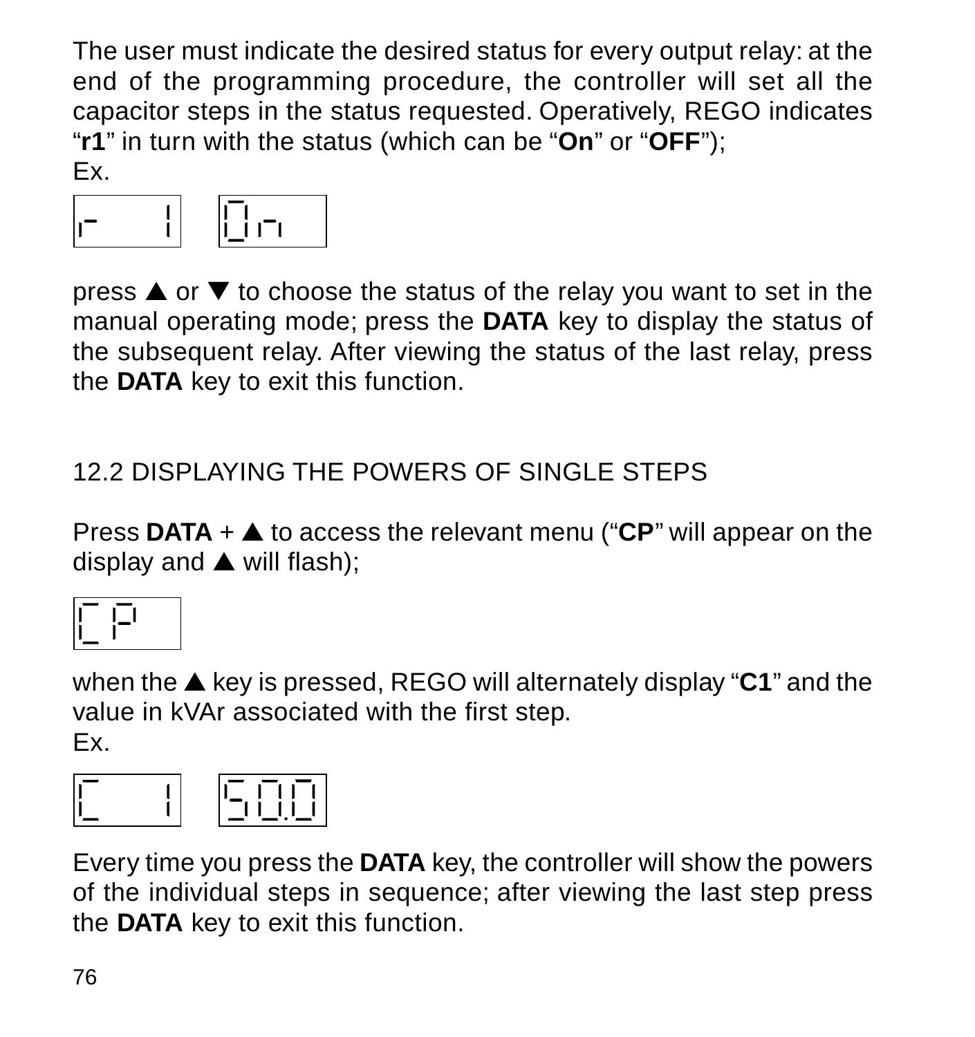The user must indicate the desired status for every output relay: at the end of the programming procedure, the controller will set all the capacitor steps in the status requested. Operatively, REGO indicates “**r1**” in turn with the status (which can be “**On**” or “**OFF**”);
Ex.

`r  1`   `On`

press ▲ or ▼ to choose the status of the relay you want to set in the manual operating mode; press the **DATA** key to display the status of the subsequent relay. After viewing the status of the last relay, press the **DATA** key to exit this function.

## 12.2 DISPLAYING THE POWERS OF SINGLE STEPS

Press **DATA** + ▲ to access the relevant menu (“**CP**” will appear on the display and ▲ will flash);

`CP`

when the ▲ key is pressed, REGO will alternately display “**C1**” and the value in kVAr associated with the first step.
Ex.

`C  1`   `50.0`

Every time you press the **DATA** key, the controller will show the powers of the individual steps in sequence; after viewing the last step press the **DATA** key to exit this function.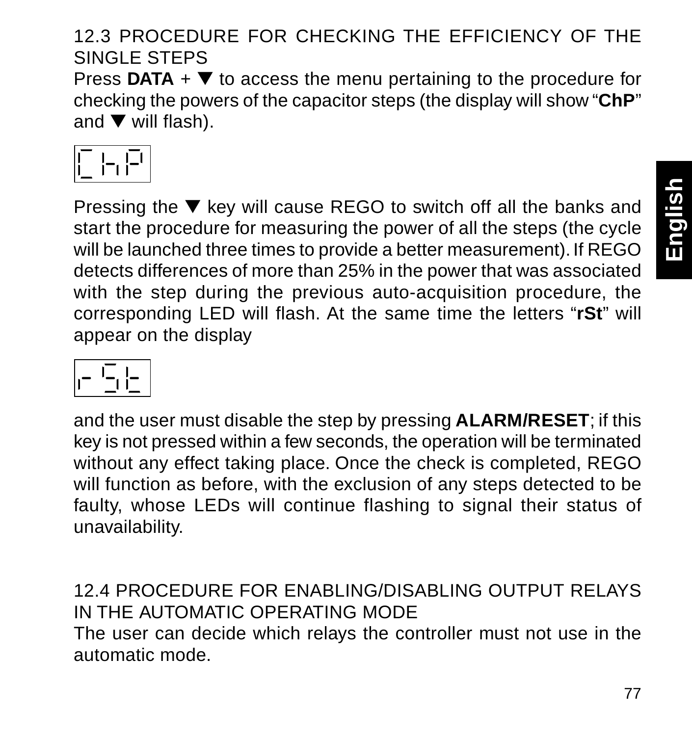## 12.3 PROCEDURE FOR CHECKING THE EFFICIENCY OF THE SINGLE STEPS

Press **DATA** + ▼ to access the menu pertaining to the procedure for checking the powers of the capacitor steps (the display will show "**ChP**" and ▼ will flash).

ChP

Pressing the ▼ key will cause REGO to switch off all the banks and start the procedure for measuring the power of all the steps (the cycle will be launched three times to provide a better measurement). If REGO detects differences of more than 25% in the power that was associated with the step during the previous auto-acquisition procedure, the corresponding LED will flash. At the same time the letters "**rSt**" will appear on the display

rSt

and the user must disable the step by pressing **ALARM/RESET**; if this key is not pressed within a few seconds, the operation will be terminated without any effect taking place. Once the check is completed, REGO will function as before, with the exclusion of any steps detected to be faulty, whose LEDs will continue flashing to signal their status of unavailability.

## 12.4 PROCEDURE FOR ENABLING/DISABLING OUTPUT RELAYS IN THE AUTOMATIC OPERATING MODE

The user can decide which relays the controller must not use in the automatic mode.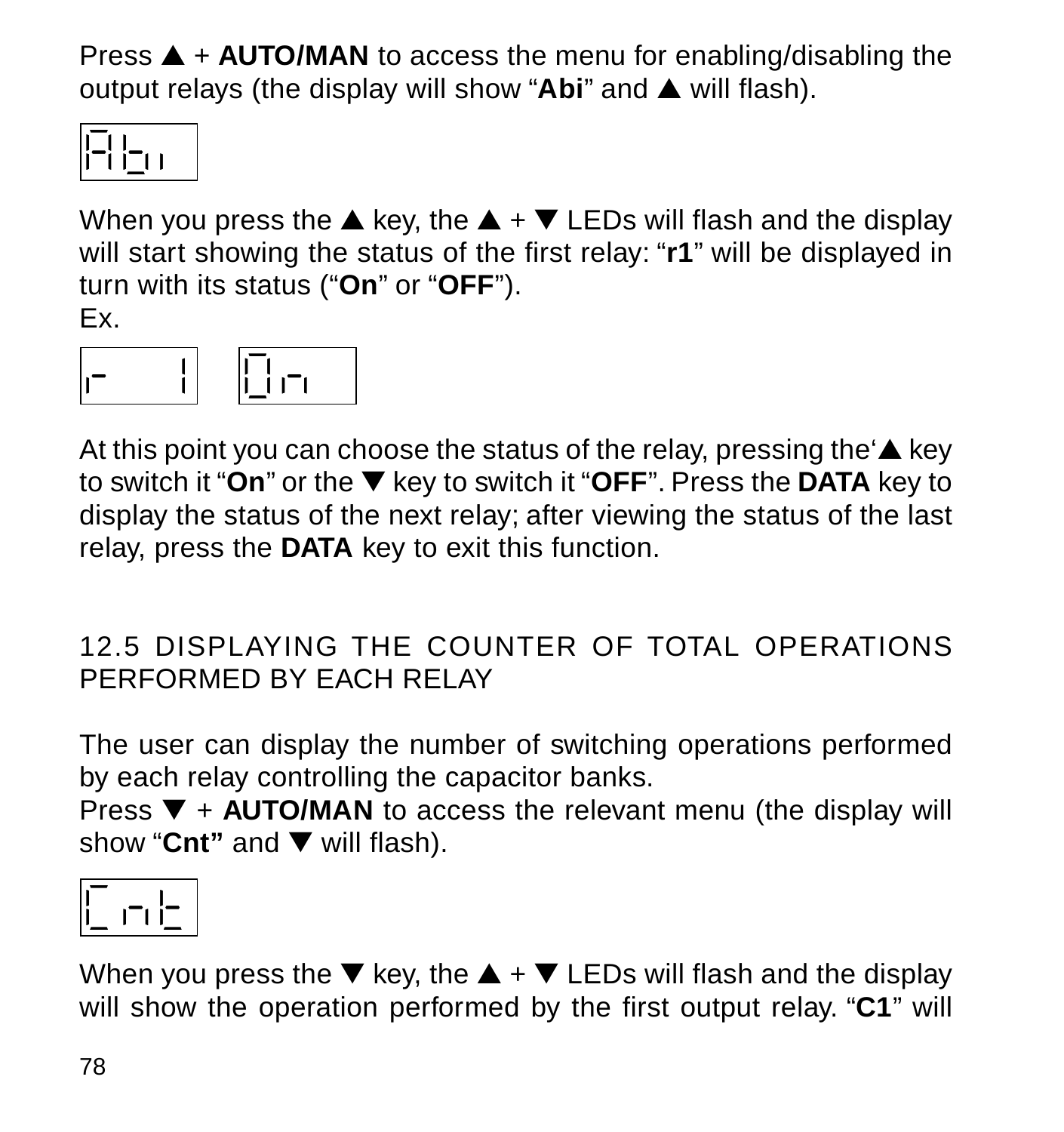Press ▲ + **AUTO/MAN** to access the menu for enabling/disabling the output relays (the display will show "**Abi**" and ▲ will flash).

When you press the ▲ key, the ▲ + ▼ LEDs will flash and the display will start showing the status of the first relay: "**r1**" will be displayed in turn with its status ("**On**" or "**OFF**").
Ex.

At this point you can choose the status of the relay, pressing the'▲ key to switch it "**On**" or the ▼ key to switch it "**OFF**". Press the **DATA** key to display the status of the next relay; after viewing the status of the last relay, press the **DATA** key to exit this function.

## 12.5 DISPLAYING THE COUNTER OF TOTAL OPERATIONS PERFORMED BY EACH RELAY

The user can display the number of switching operations performed by each relay controlling the capacitor banks.
Press ▼ + **AUTO/MAN** to access the relevant menu (the display will show "**Cnt"** and ▼ will flash).

When you press the ▼ key, the ▲ + ▼ LEDs will flash and the display will show the operation performed by the first output relay. "**C1**" will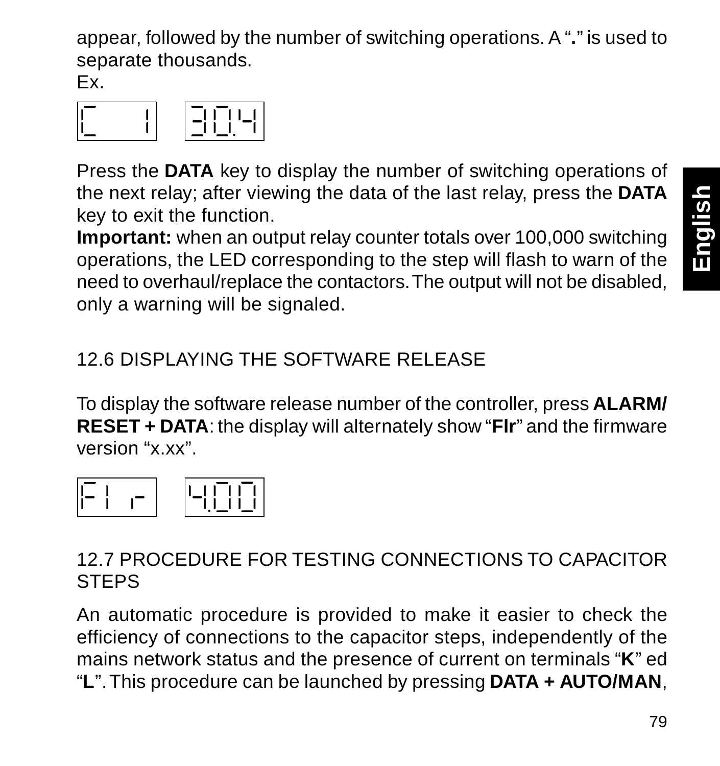appear, followed by the number of switching operations. A "**.**" is used to separate thousands.
Ex.

```
C   1    3|0.4
```

Press the **DATA** key to display the number of switching operations of the next relay; after viewing the data of the last relay, press the **DATA** key to exit the function.
**Important:** when an output relay counter totals over 100,000 switching operations, the LED corresponding to the step will flash to warn of the need to overhaul/replace the contactors. The output will not be disabled, only a warning will be signaled.

## 12.6 DISPLAYING THE SOFTWARE RELEASE

To display the software release number of the controller, press **ALARM/ RESET + DATA**: the display will alternately show "**FIr**" and the firmware version "x.xx".

```
FI r    4.00
```

## 12.7 PROCEDURE FOR TESTING CONNECTIONS TO CAPACITOR STEPS

An automatic procedure is provided to make it easier to check the efficiency of connections to the capacitor steps, independently of the mains network status and the presence of current on terminals "**K**" ed "**L**". This procedure can be launched by pressing **DATA + AUTO/MAN**,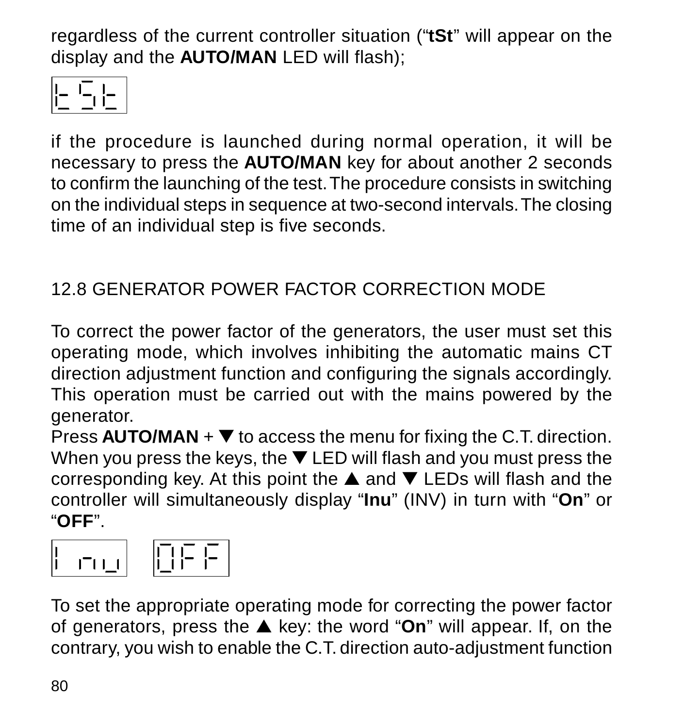regardless of the current controller situation (“**tSt**” will appear on the display and the **AUTO/MAN** LED will flash);

tSt

if the procedure is launched during normal operation, it will be necessary to press the **AUTO/MAN** key for about another 2 seconds to confirm the launching of the test. The procedure consists in switching on the individual steps in sequence at two-second intervals. The closing time of an individual step is five seconds.

## 12.8 GENERATOR POWER FACTOR CORRECTION MODE

To correct the power factor of the generators, the user must set this operating mode, which involves inhibiting the automatic mains CT direction adjustment function and configuring the signals accordingly. This operation must be carried out with the mains powered by the generator.
Press **AUTO/MAN** + ▼ to access the menu for fixing the C.T. direction. When you press the keys, the ▼ LED will flash and you must press the corresponding key. At this point the ▲ and ▼ LEDs will flash and the controller will simultaneously display “**Inu**” (INV) in turn with “**On**” or “**OFF**”.

Inu OFF

To set the appropriate operating mode for correcting the power factor of generators, press the ▲ key: the word “**On**” will appear. If, on the contrary, you wish to enable the C.T. direction auto-adjustment function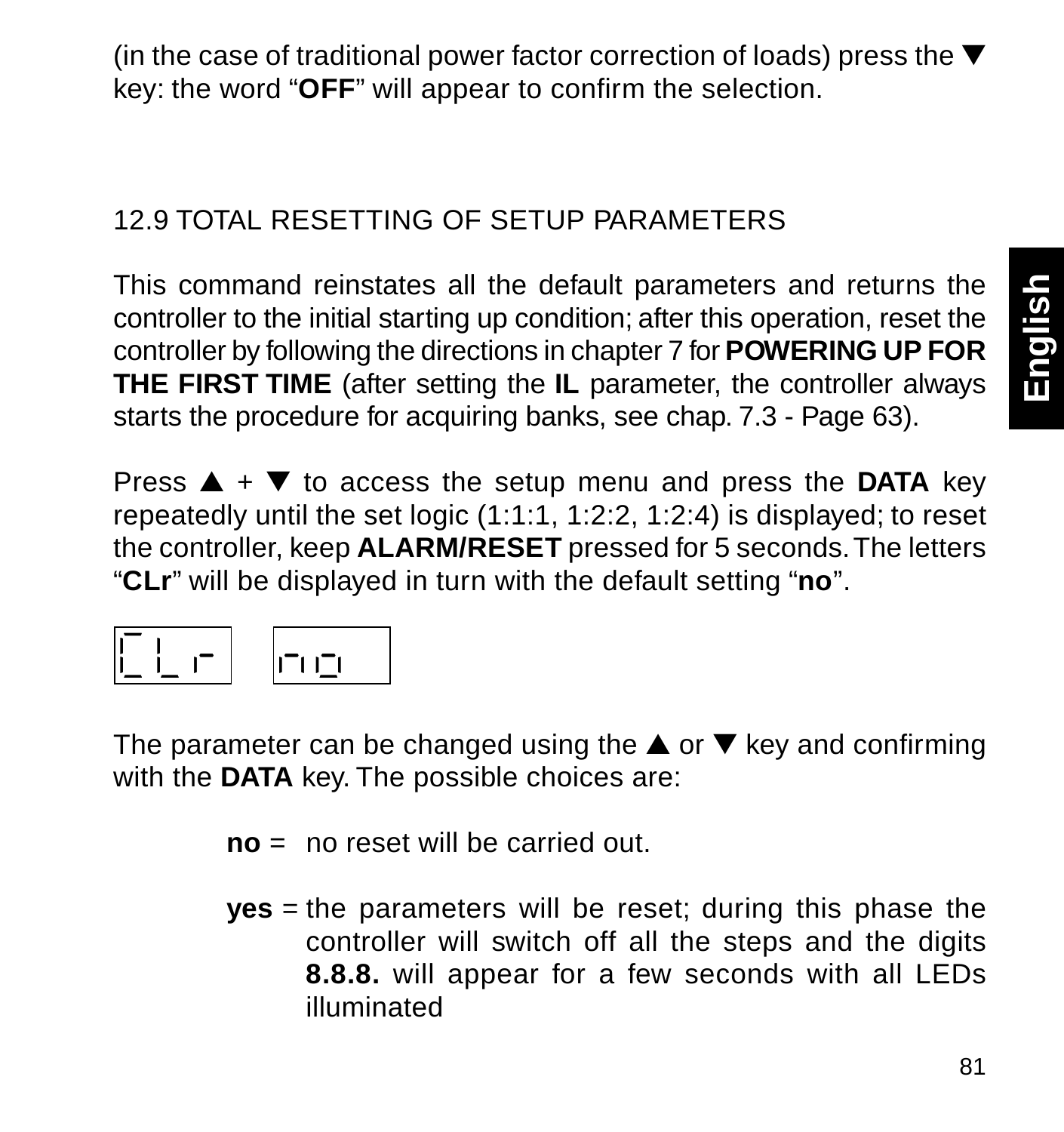(in the case of traditional power factor correction of loads) press the ▼ key: the word “**OFF**” will appear to confirm the selection.

## 12.9 TOTAL RESETTING OF SETUP PARAMETERS

This command reinstates all the default parameters and returns the controller to the initial starting up condition; after this operation, reset the controller by following the directions in chapter 7 for **POWERING UP FOR THE FIRST TIME** (after setting the **IL** parameter, the controller always starts the procedure for acquiring banks, see chap. 7.3 - Page 63).

Press ▲ + ▼ to access the setup menu and press the **DATA** key repeatedly until the set logic (1:1:1, 1:2:2, 1:2:4) is displayed; to reset the controller, keep **ALARM/RESET** pressed for 5 seconds. The letters “**CLr**” will be displayed in turn with the default setting “**no**”.

CLr   no

The parameter can be changed using the ▲ or ▼ key and confirming with the **DATA** key. The possible choices are:

**no** = no reset will be carried out.

**yes** = the parameters will be reset; during this phase the controller will switch off all the steps and the digits **8.8.8.** will appear for a few seconds with all LEDs illuminated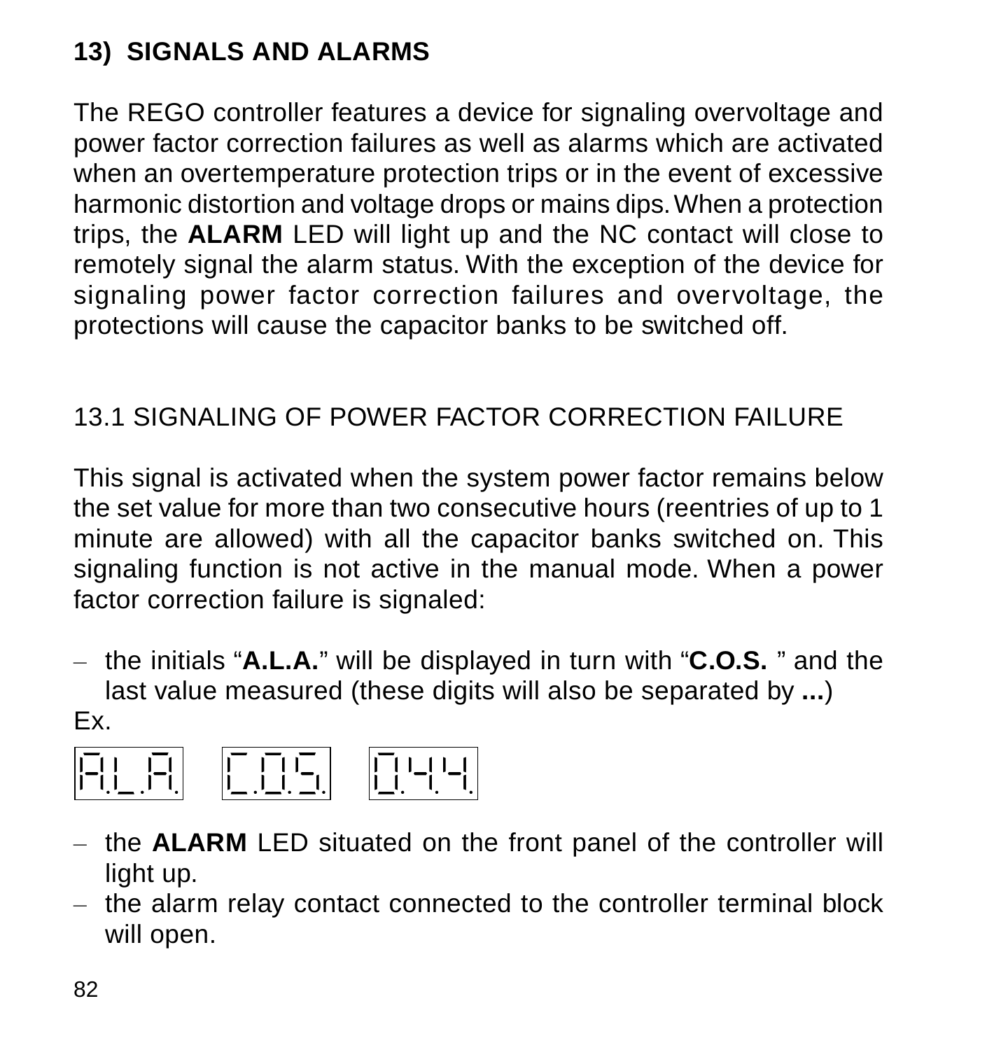# 13) SIGNALS AND ALARMS

The REGO controller features a device for signaling overvoltage and power factor correction failures as well as alarms which are activated when an overtemperature protection trips or in the event of excessive harmonic distortion and voltage drops or mains dips. When a protection trips, the **ALARM** LED will light up and the NC contact will close to remotely signal the alarm status. With the exception of the device for signaling power factor correction failures and overvoltage, the protections will cause the capacitor banks to be switched off.

## 13.1 SIGNALING OF POWER FACTOR CORRECTION FAILURE

This signal is activated when the system power factor remains below the set value for more than two consecutive hours (reentries of up to 1 minute are allowed) with all the capacitor banks switched on. This signaling function is not active in the manual mode. When a power factor correction failure is signaled:

- the initials "**A.L.A.**" will be displayed in turn with "**C.O.S.** " and the last value measured (these digits will also be separated by **...**)

Ex.

A.L.A. C.O.S. 0.4.4.

- the **ALARM** LED situated on the front panel of the controller will light up.
- the alarm relay contact connected to the controller terminal block will open.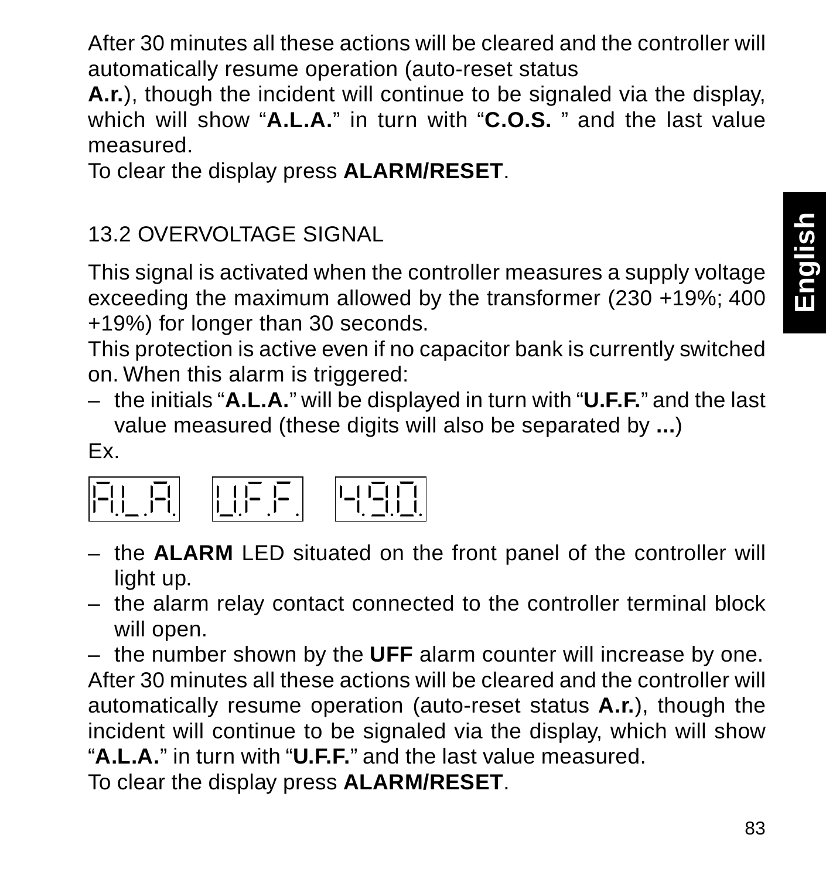After 30 minutes all these actions will be cleared and the controller will automatically resume operation (auto-reset status **A.r.**), though the incident will continue to be signaled via the display, which will show "**A.L.A.**" in turn with "**C.O.S.** " and the last value measured.
To clear the display press **ALARM/RESET**.

## 13.2 OVERVOLTAGE SIGNAL

This signal is activated when the controller measures a supply voltage exceeding the maximum allowed by the transformer (230 +19%; 400 +19%) for longer than 30 seconds.
This protection is active even if no capacitor bank is currently switched on. When this alarm is triggered:

– the initials "**A.L.A.**" will be displayed in turn with "**U.F.F.**" and the last value measured (these digits will also be separated by **...**)

Ex.

A.L.A. U.F.F. 4.9.0.

– the **ALARM** LED situated on the front panel of the controller will light up.
– the alarm relay contact connected to the controller terminal block will open.
– the number shown by the **UFF** alarm counter will increase by one.

After 30 minutes all these actions will be cleared and the controller will automatically resume operation (auto-reset status **A.r.**), though the incident will continue to be signaled via the display, which will show "**A.L.A.**" in turn with "**U.F.F.**" and the last value measured.
To clear the display press **ALARM/RESET**.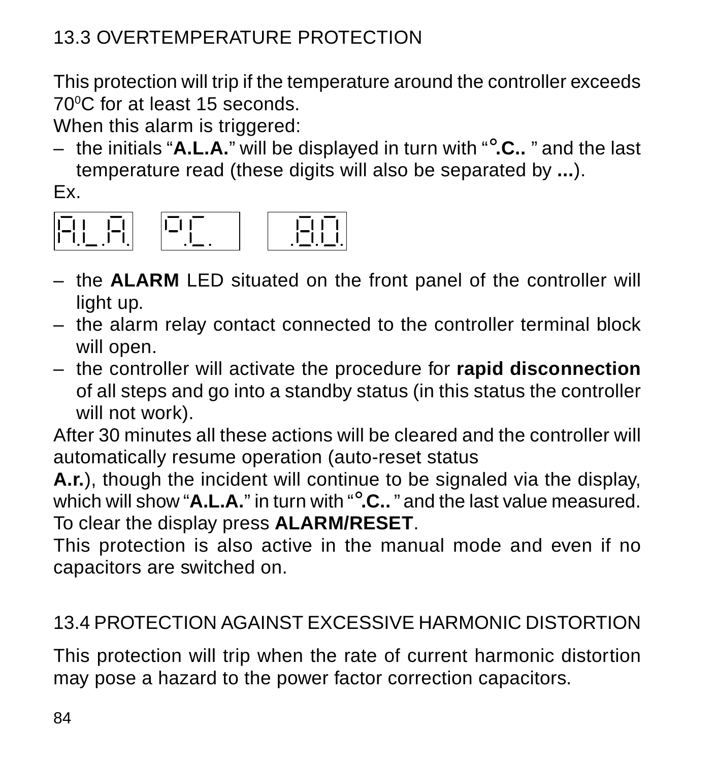## 13.3 OVERTEMPERATURE PROTECTION

This protection will trip if the temperature around the controller exceeds 70$^{0}$C for at least 15 seconds.

When this alarm is triggered:

– the initials “**A.L.A.**” will be displayed in turn with “**°.C..** ” and the last temperature read (these digits will also be separated by **...**).

Ex.

A.L.A. °.C. .8.0.

– the **ALARM** LED situated on the front panel of the controller will light up.
– the alarm relay contact connected to the controller terminal block will open.
– the controller will activate the procedure for **rapid disconnection** of all steps and go into a standby status (in this status the controller will not work).

After 30 minutes all these actions will be cleared and the controller will automatically resume operation (auto-reset status **A.r.**), though the incident will continue to be signaled via the display, which will show “**A.L.A.**” in turn with “**°.C..** ” and the last value measured. To clear the display press **ALARM/RESET**.

This protection is also active in the manual mode and even if no capacitors are switched on.

## 13.4 PROTECTION AGAINST EXCESSIVE HARMONIC DISTORTION

This protection will trip when the rate of current harmonic distortion may pose a hazard to the power factor correction capacitors.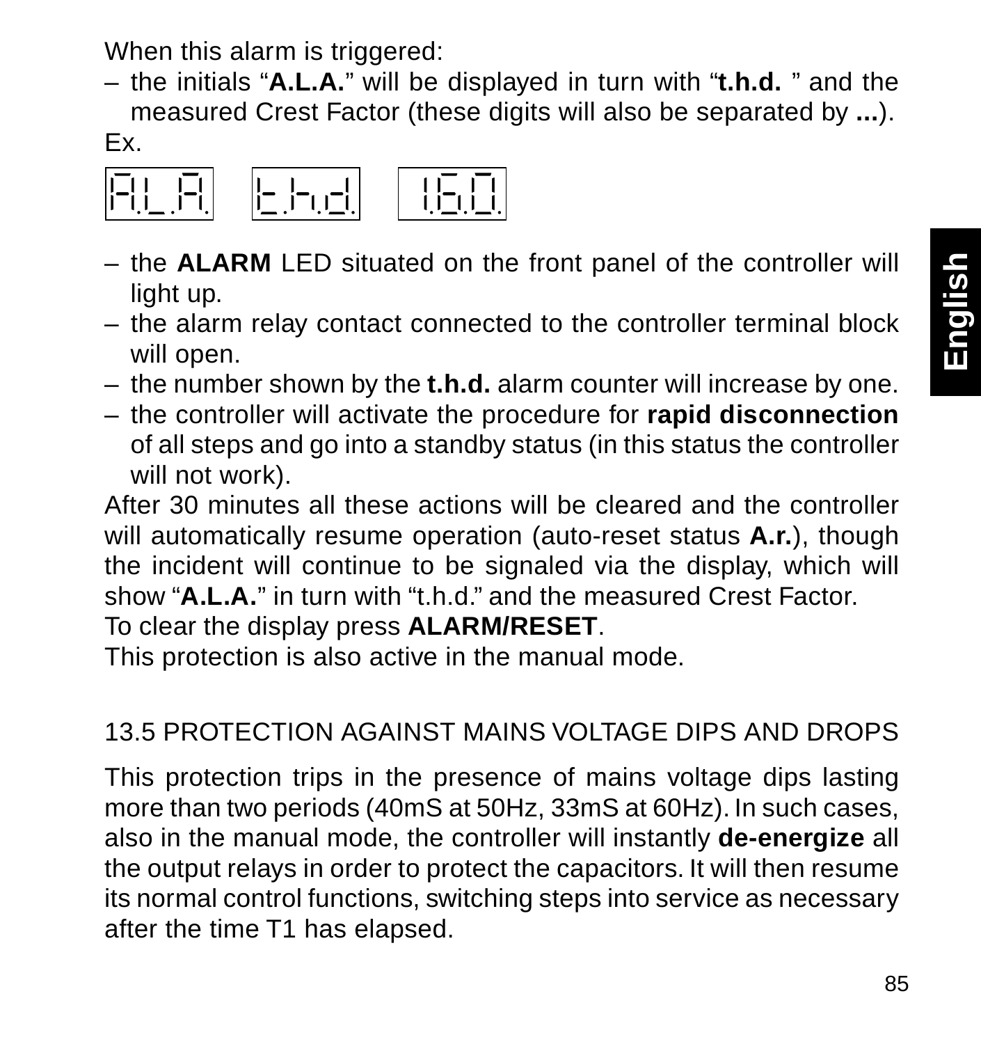When this alarm is triggered:

– the initials "**A.L.A.**" will be displayed in turn with "**t.h.d.** " and the measured Crest Factor (these digits will also be separated by **...**).

Ex.

A.L.A.   t.h.d.   1.6.0.

– the **ALARM** LED situated on the front panel of the controller will light up.
– the alarm relay contact connected to the controller terminal block will open.
– the number shown by the **t.h.d.** alarm counter will increase by one.
– the controller will activate the procedure for **rapid disconnection** of all steps and go into a standby status (in this status the controller will not work).

After 30 minutes all these actions will be cleared and the controller will automatically resume operation (auto-reset status **A.r.**), though the incident will continue to be signaled via the display, which will show "**A.L.A.**" in turn with "t.h.d." and the measured Crest Factor.

To clear the display press **ALARM/RESET**.

This protection is also active in the manual mode.

## 13.5 PROTECTION AGAINST MAINS VOLTAGE DIPS AND DROPS

This protection trips in the presence of mains voltage dips lasting more than two periods (40mS at 50Hz, 33mS at 60Hz). In such cases, also in the manual mode, the controller will instantly **de-energize** all the output relays in order to protect the capacitors. It will then resume its normal control functions, switching steps into service as necessary after the time T1 has elapsed.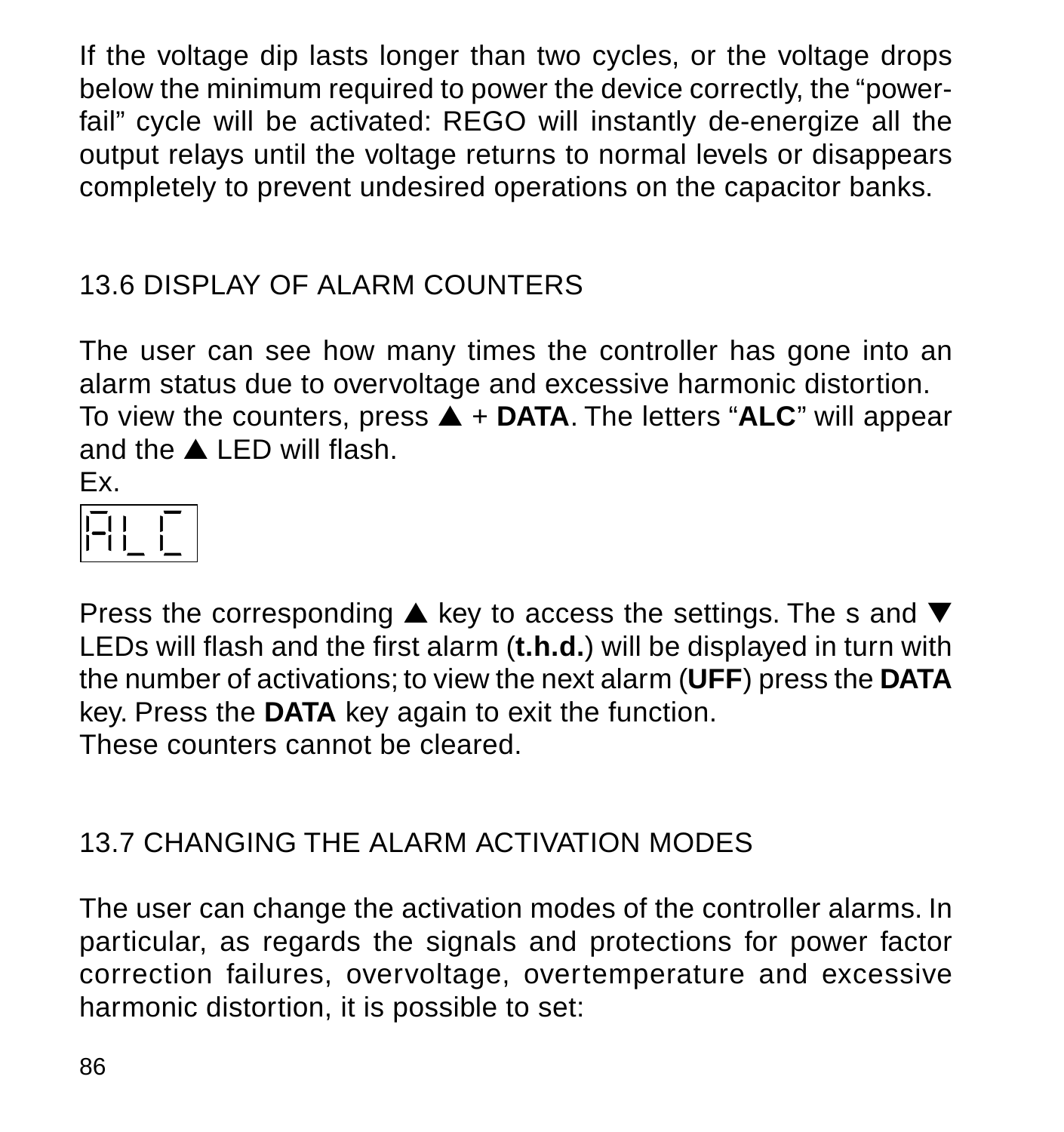If the voltage dip lasts longer than two cycles, or the voltage drops below the minimum required to power the device correctly, the “power-fail” cycle will be activated: REGO will instantly de-energize all the output relays until the voltage returns to normal levels or disappears completely to prevent undesired operations on the capacitor banks.

## 13.6 DISPLAY OF ALARM COUNTERS

The user can see how many times the controller has gone into an alarm status due to overvoltage and excessive harmonic distortion.
To view the counters, press ▲ + **DATA**. The letters “**ALC**” will appear and the ▲ LED will flash.
Ex.

ALC

Press the corresponding ▲ key to access the settings. The s and ▼ LEDs will flash and the first alarm (**t.h.d.**) will be displayed in turn with the number of activations; to view the next alarm (**UFF**) press the **DATA** key. Press the **DATA** key again to exit the function.
These counters cannot be cleared.

## 13.7 CHANGING THE ALARM ACTIVATION MODES

The user can change the activation modes of the controller alarms. In particular, as regards the signals and protections for power factor correction failures, overvoltage, overtemperature and excessive harmonic distortion, it is possible to set: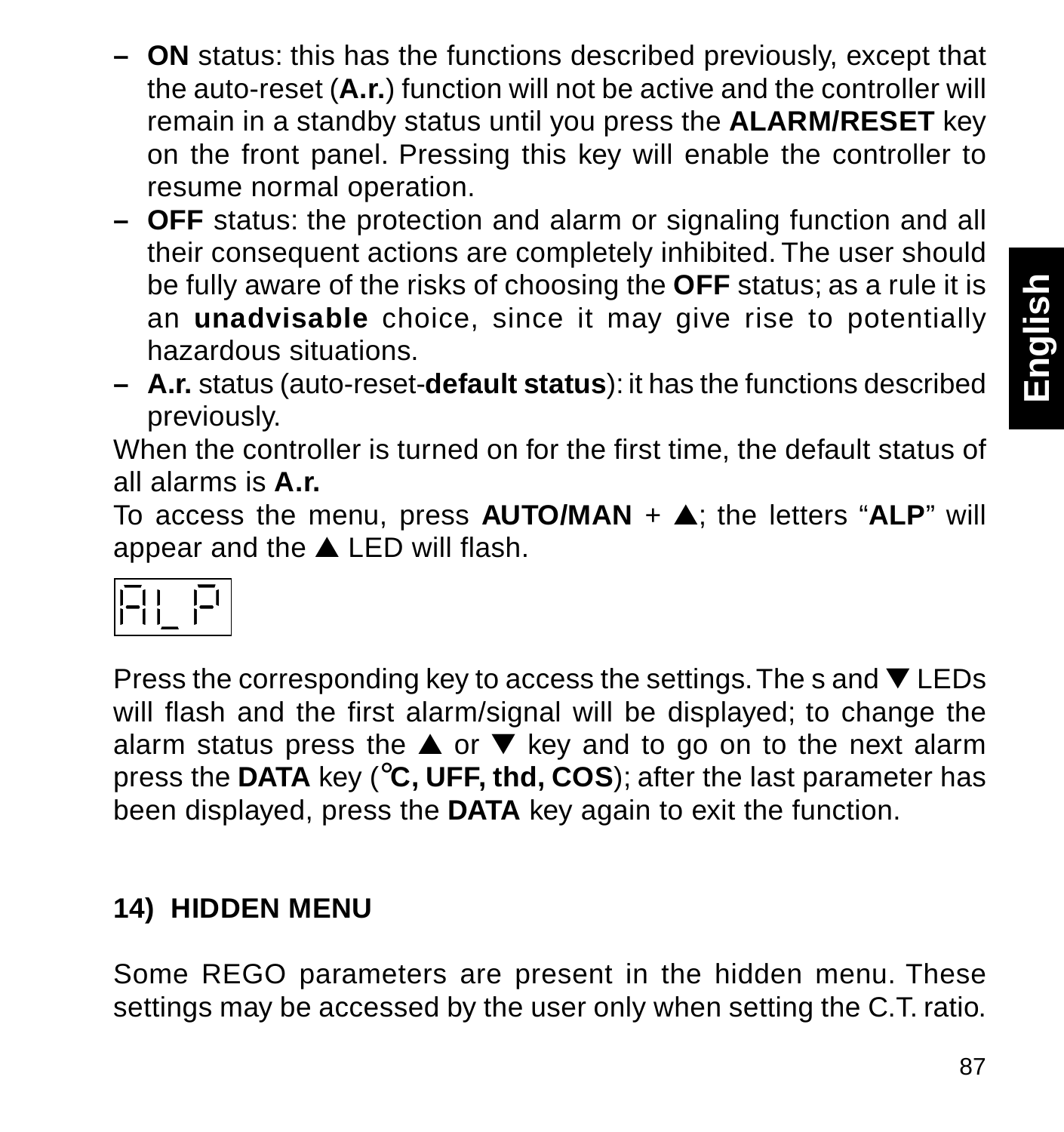– **ON** status: this has the functions described previously, except that the auto-reset (**A.r.**) function will not be active and the controller will remain in a standby status until you press the **ALARM/RESET** key on the front panel. Pressing this key will enable the controller to resume normal operation.
– **OFF** status: the protection and alarm or signaling function and all their consequent actions are completely inhibited. The user should be fully aware of the risks of choosing the **OFF** status; as a rule it is an **unadvisable** choice, since it may give rise to potentially hazardous situations.
– **A.r.** status (auto-reset-**default status**): it has the functions described previously.

When the controller is turned on for the first time, the default status of all alarms is **A.r.**

To access the menu, press **AUTO/MAN** + ▲; the letters "**ALP**" will appear and the ▲ LED will flash.

AL_P

Press the corresponding key to access the settings. The s and ▼ LEDs will flash and the first alarm/signal will be displayed; to change the alarm status press the ▲ or ▼ key and to go on to the next alarm press the **DATA** key (**°C, UFF, thd, COS**); after the last parameter has been displayed, press the **DATA** key again to exit the function.

## 14) HIDDEN MENU

Some REGO parameters are present in the hidden menu. These settings may be accessed by the user only when setting the C.T. ratio.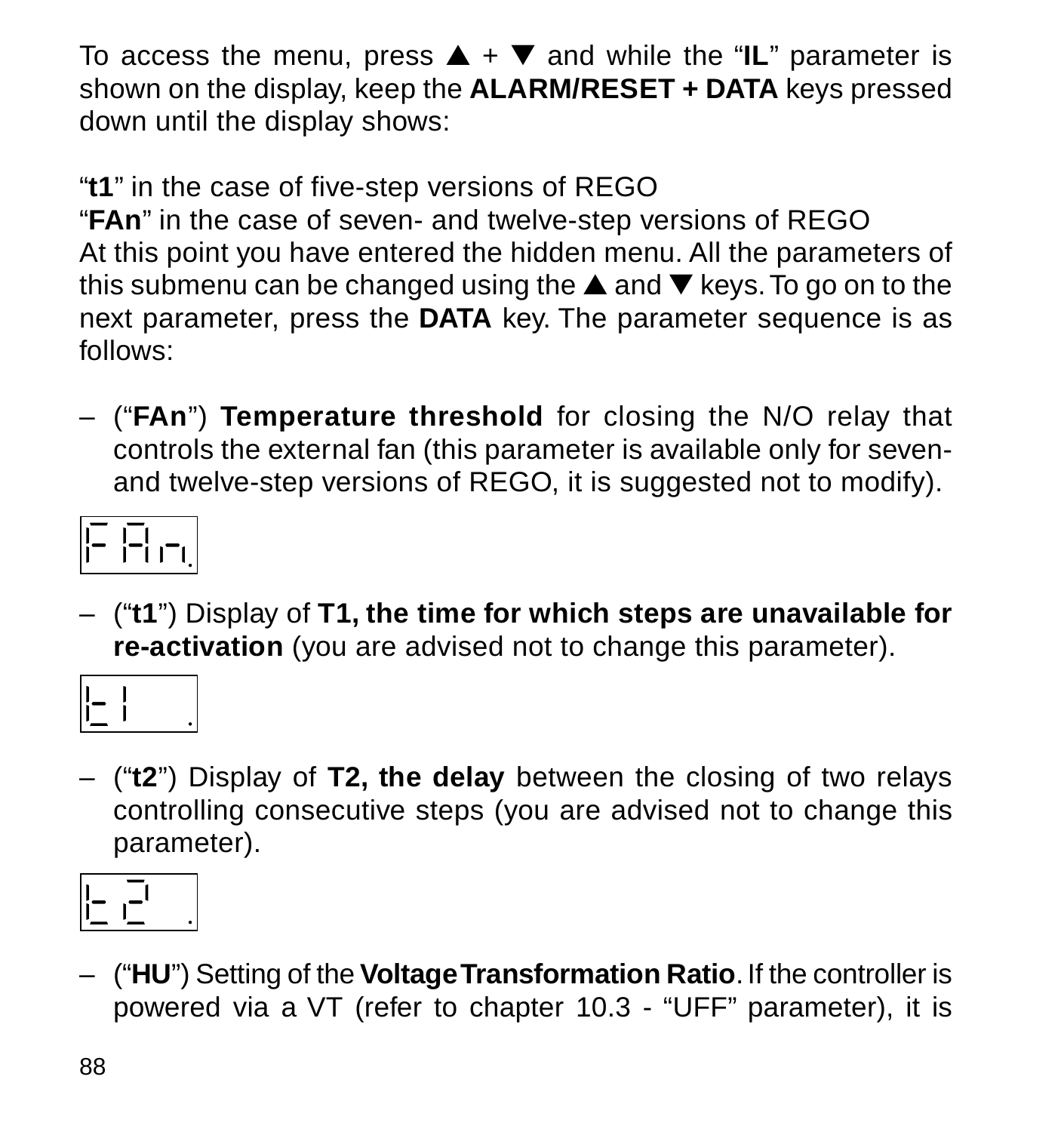To access the menu, press ▲ + ▼ and while the "**IL**" parameter is shown on the display, keep the **ALARM/RESET + DATA** keys pressed down until the display shows:

"**t1**" in the case of five-step versions of REGO
"**FAn**" in the case of seven- and twelve-step versions of REGO
At this point you have entered the hidden menu. All the parameters of this submenu can be changed using the ▲ and ▼ keys. To go on to the next parameter, press the **DATA** key. The parameter sequence is as follows:

– ("**FAn**") **Temperature threshold** for closing the N/O relay that controls the external fan (this parameter is available only for seven- and twelve-step versions of REGO, it is suggested not to modify).

FAn.

– ("**t1**") Display of **T1, the time for which steps are unavailable for re-activation** (you are advised not to change this parameter).

t1 .

– ("**t2**") Display of **T2, the delay** between the closing of two relays controlling consecutive steps (you are advised not to change this parameter).

t2 .

– ("**HU**") Setting of the **Voltage Transformation Ratio**. If the controller is powered via a VT (refer to chapter 10.3 - "UFF" parameter), it is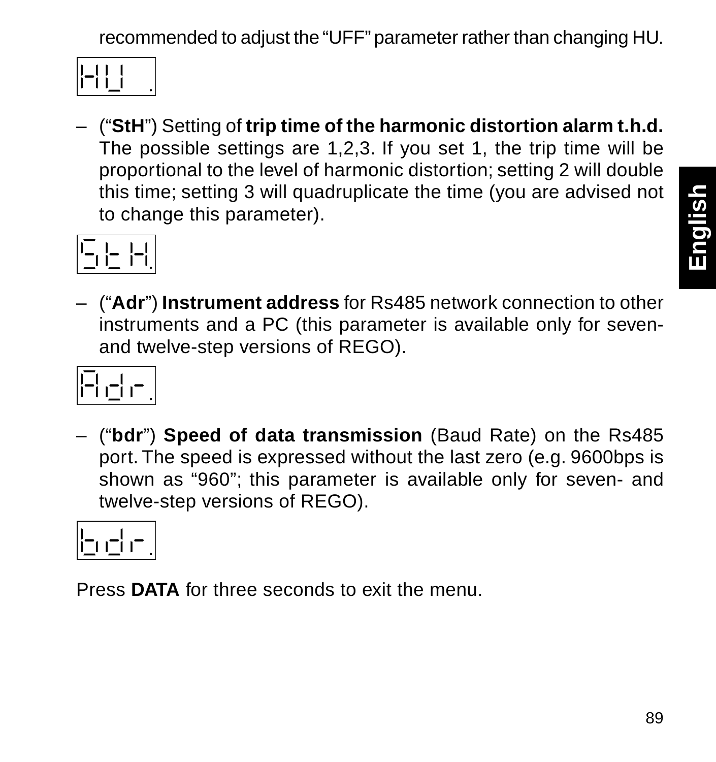recommended to adjust the “UFF” parameter rather than changing HU.

HU.

– (“**StH**”) Setting of **trip time of the harmonic distortion alarm t.h.d.** The possible settings are 1,2,3. If you set 1, the trip time will be proportional to the level of harmonic distortion; setting 2 will double this time; setting 3 will quadruplicate the time (you are advised not to change this parameter).

StH.

– (“**Adr**”) **Instrument address** for Rs485 network connection to other instruments and a PC (this parameter is available only for seven- and twelve-step versions of REGO).

Adr.

– (“**bdr**”) **Speed of data transmission** (Baud Rate) on the Rs485 port. The speed is expressed without the last zero (e.g. 9600bps is shown as “960”; this parameter is available only for seven- and twelve-step versions of REGO).

bdr.

Press **DATA** for three seconds to exit the menu.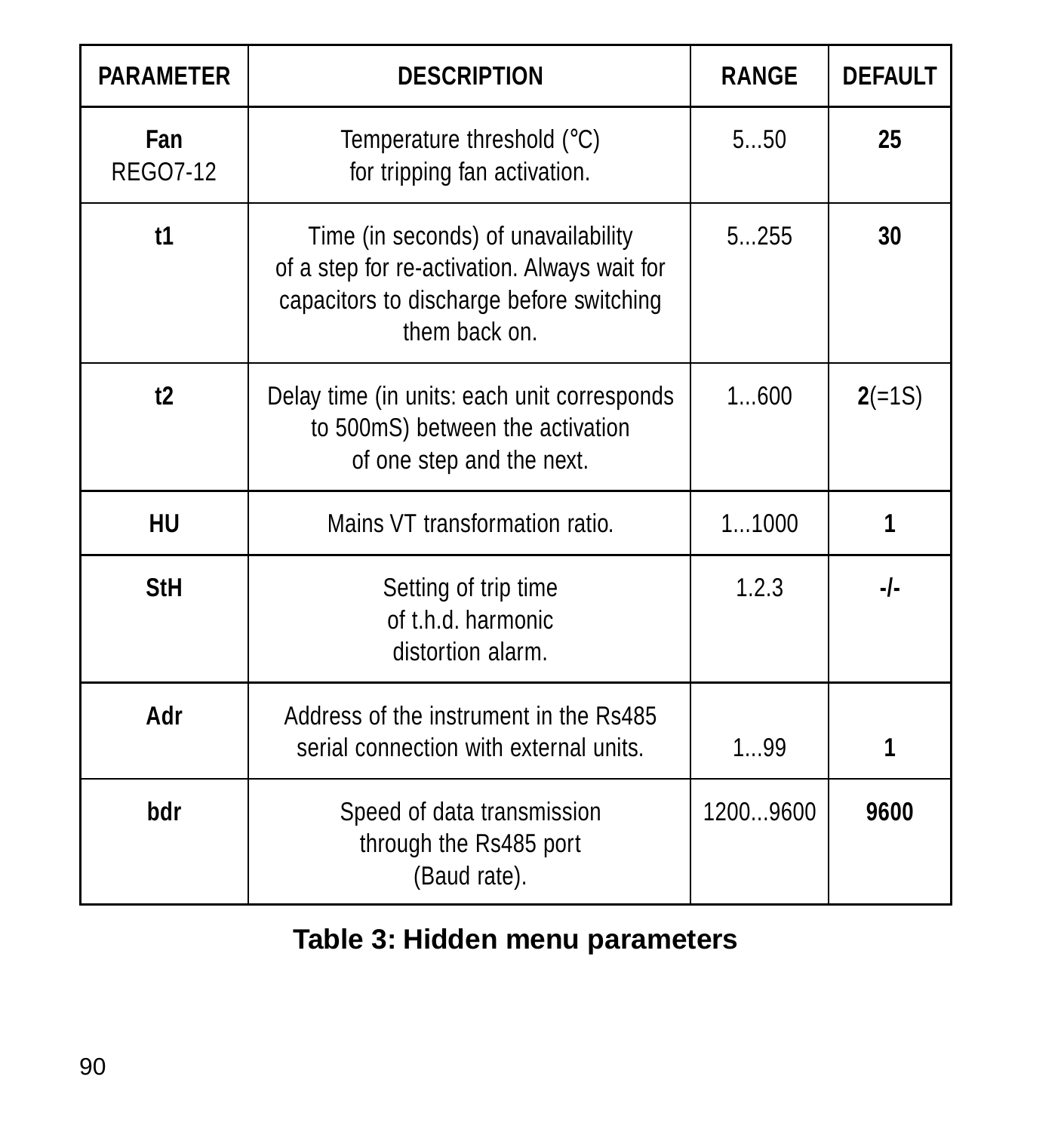| PARAMETER | DESCRIPTION | RANGE | DEFAULT |
|---|---|---|---|
| **Fan** REGO7-12 | Temperature threshold (°C) for tripping fan activation. | 5...50 | **25** |
| **t1** | Time (in seconds) of unavailability of a step for re-activation. Always wait for capacitors to discharge before switching them back on. | 5...255 | **30** |
| **t2** | Delay time (in units: each unit corresponds to 500mS) between the activation of one step and the next. | 1...600 | **2**(=1S) |
| **HU** | Mains VT transformation ratio. | 1...1000 | **1** |
| **StH** | Setting of trip time of t.h.d. harmonic distortion alarm. | 1.2.3 | **-/-** |
| **Adr** | Address of the instrument in the Rs485 serial connection with external units. | 1...99 | **1** |
| **bdr** | Speed of data transmission through the Rs485 port (Baud rate). | 1200...9600 | **9600** |

**Table 3: Hidden menu parameters**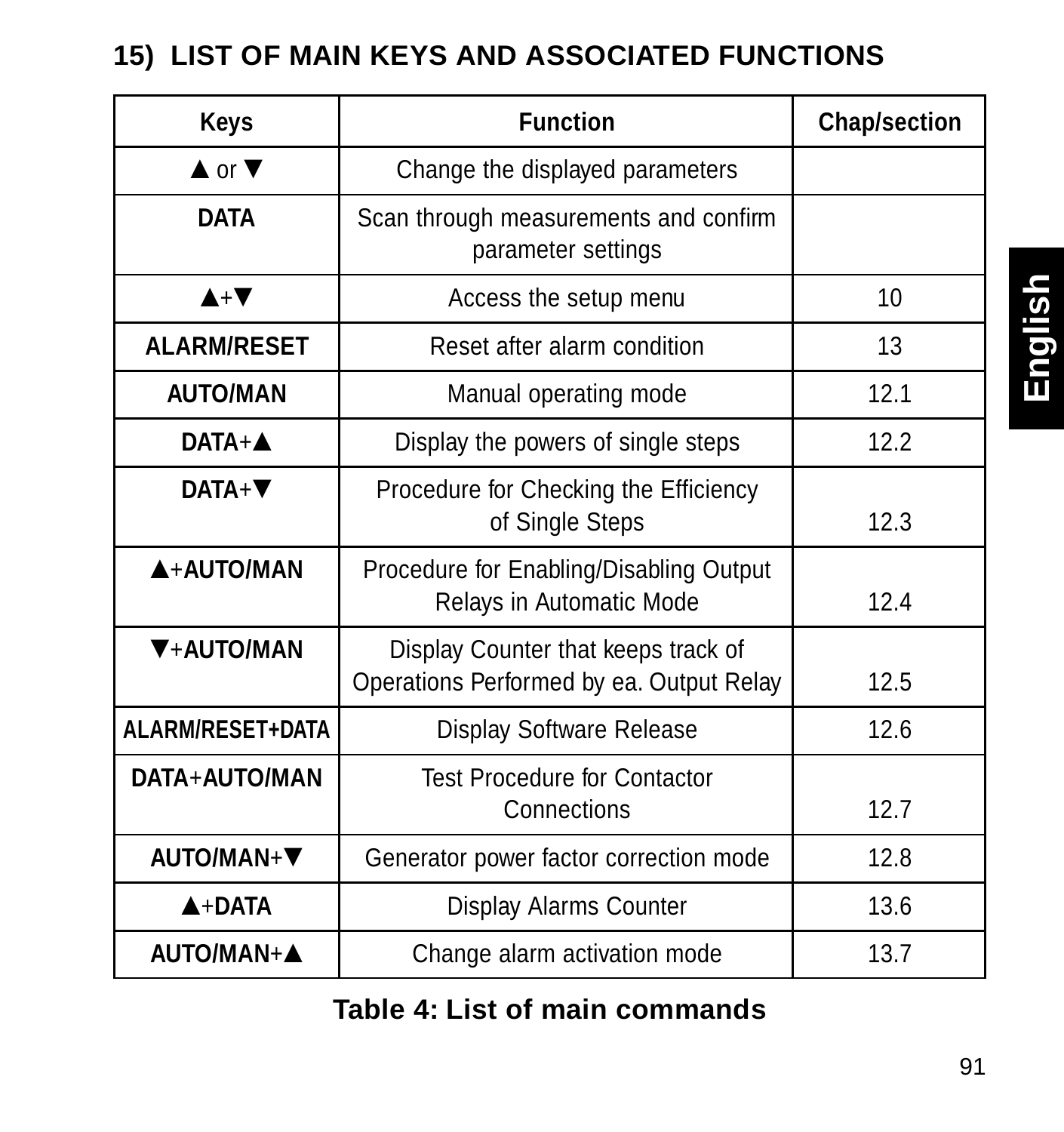## 15) LIST OF MAIN KEYS AND ASSOCIATED FUNCTIONS

| Keys | Function | Chap/section |
|---|---|---|
| ▲ or ▼ | Change the displayed parameters | |
| **DATA** | Scan through measurements and confirm parameter settings | |
| ▲+▼ | Access the setup menu | 10 |
| **ALARM/RESET** | Reset after alarm condition | 13 |
| **AUTO/MAN** | Manual operating mode | 12.1 |
| **DATA**+▲ | Display the powers of single steps | 12.2 |
| **DATA**+▼ | Procedure for Checking the Efficiency of Single Steps | 12.3 |
| ▲+**AUTO/MAN** | Procedure for Enabling/Disabling Output Relays in Automatic Mode | 12.4 |
| ▼+**AUTO/MAN** | Display Counter that keeps track of Operations Performed by ea. Output Relay | 12.5 |
| **ALARM/RESET+DATA** | Display Software Release | 12.6 |
| **DATA**+**AUTO/MAN** | Test Procedure for Contactor Connections | 12.7 |
| **AUTO/MAN**+▼ | Generator power factor correction mode | 12.8 |
| ▲+**DATA** | Display Alarms Counter | 13.6 |
| **AUTO/MAN**+▲ | Change alarm activation mode | 13.7 |

**Table 4: List of main commands**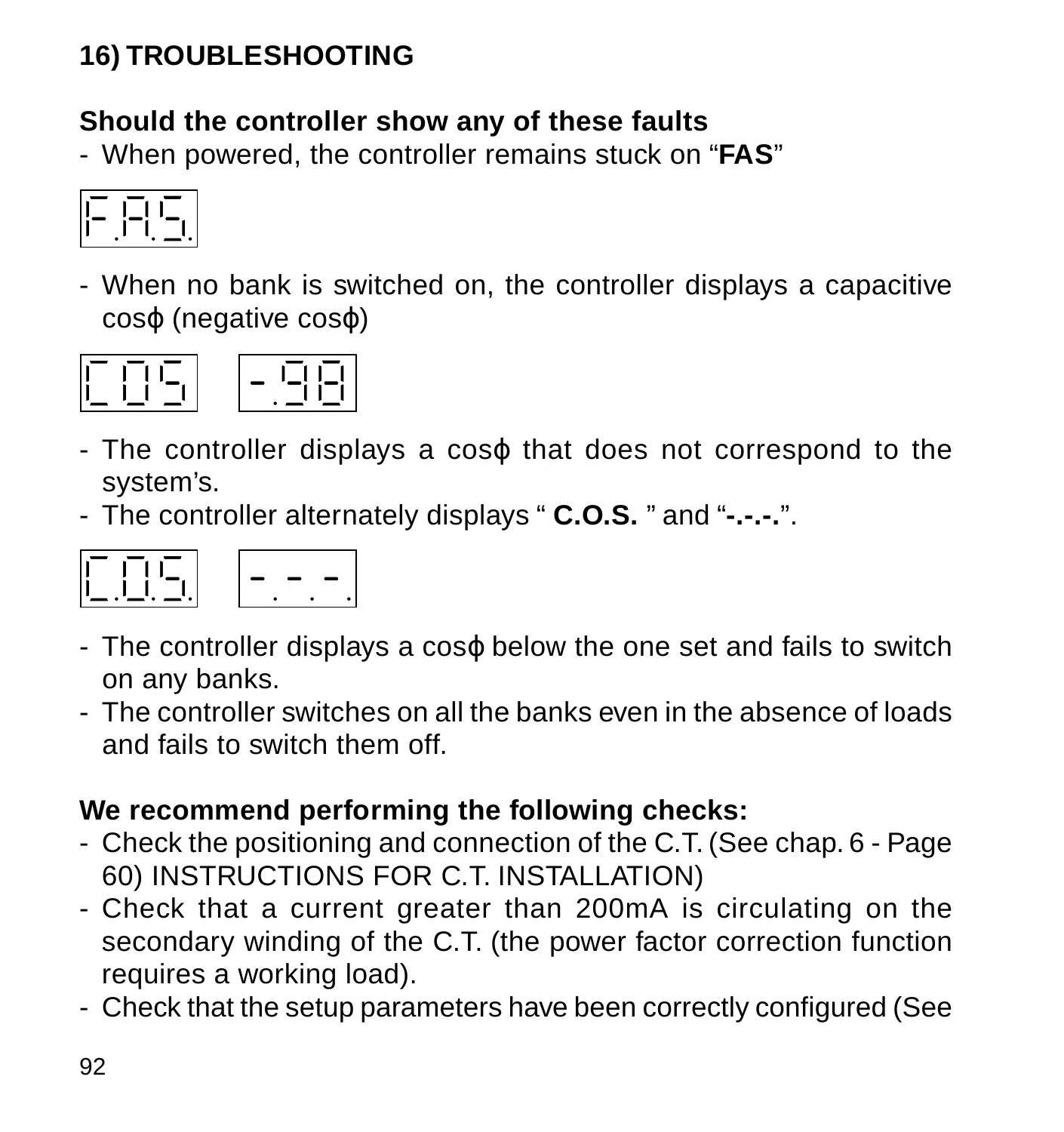## 16) TROUBLESHOOTING

**Should the controller show any of these faults**

- When powered, the controller remains stuck on “**FAS**”

F.A.S.

- When no bank is switched on, the controller displays a capacitive cosϕ (negative cosϕ)

COS  -.98

- The controller displays a cosϕ that does not correspond to the system’s.
- The controller alternately displays “ **C.O.S.** ” and “**-.-.-.**”.

C.O.S.  -.-.-.

- The controller displays a cosϕ below the one set and fails to switch on any banks.
- The controller switches on all the banks even in the absence of loads and fails to switch them off.

**We recommend performing the following checks:**

- Check the positioning and connection of the C.T. (See chap. 6 - Page 60) INSTRUCTIONS FOR C.T. INSTALLATION)
- Check that a current greater than 200mA is circulating on the secondary winding of the C.T. (the power factor correction function requires a working load).
- Check that the setup parameters have been correctly configured (See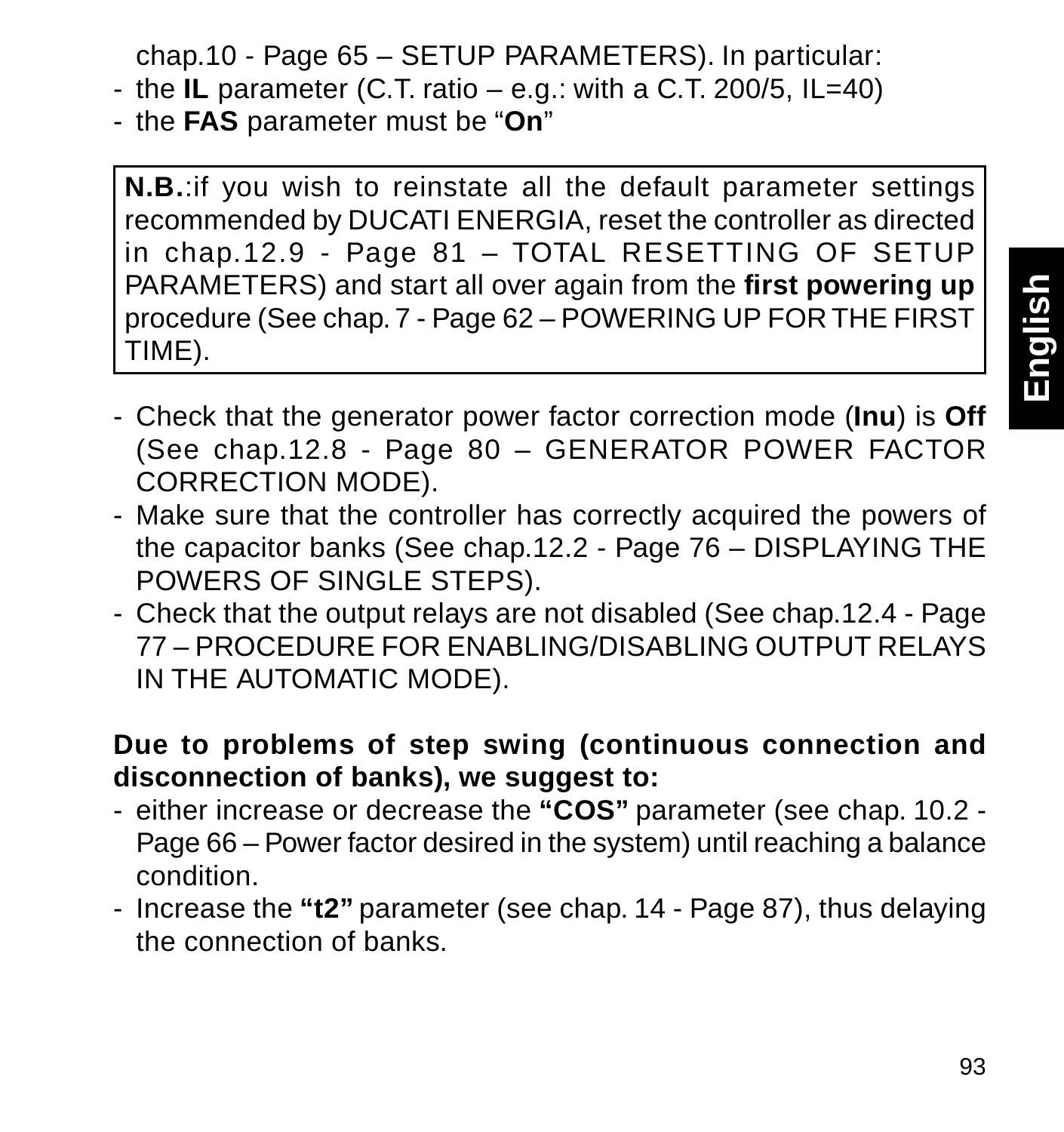chap.10 - Page 65 – SETUP PARAMETERS). In particular:

- the **IL** parameter (C.T. ratio – e.g.: with a C.T. 200/5, IL=40)
- the **FAS** parameter must be “**On**”

> **N.B.**:if you wish to reinstate all the default parameter settings recommended by DUCATI ENERGIA, reset the controller as directed in chap.12.9 - Page 81 – TOTAL RESETTING OF SETUP PARAMETERS) and start all over again from the **first powering up** procedure (See chap. 7 - Page 62 – POWERING UP FOR THE FIRST TIME).

- Check that the generator power factor correction mode (**Inu**) is **Off** (See chap.12.8 - Page 80 – GENERATOR POWER FACTOR CORRECTION MODE).
- Make sure that the controller has correctly acquired the powers of the capacitor banks (See chap.12.2 - Page 76 – DISPLAYING THE POWERS OF SINGLE STEPS).
- Check that the output relays are not disabled (See chap.12.4 - Page 77 – PROCEDURE FOR ENABLING/DISABLING OUTPUT RELAYS IN THE AUTOMATIC MODE).

**Due to problems of step swing (continuous connection and disconnection of banks), we suggest to:**

- either increase or decrease the **“COS”** parameter (see chap. 10.2 - Page 66 – Power factor desired in the system) until reaching a balance condition.
- Increase the **“t2”** parameter (see chap. 14 - Page 87), thus delaying the connection of banks.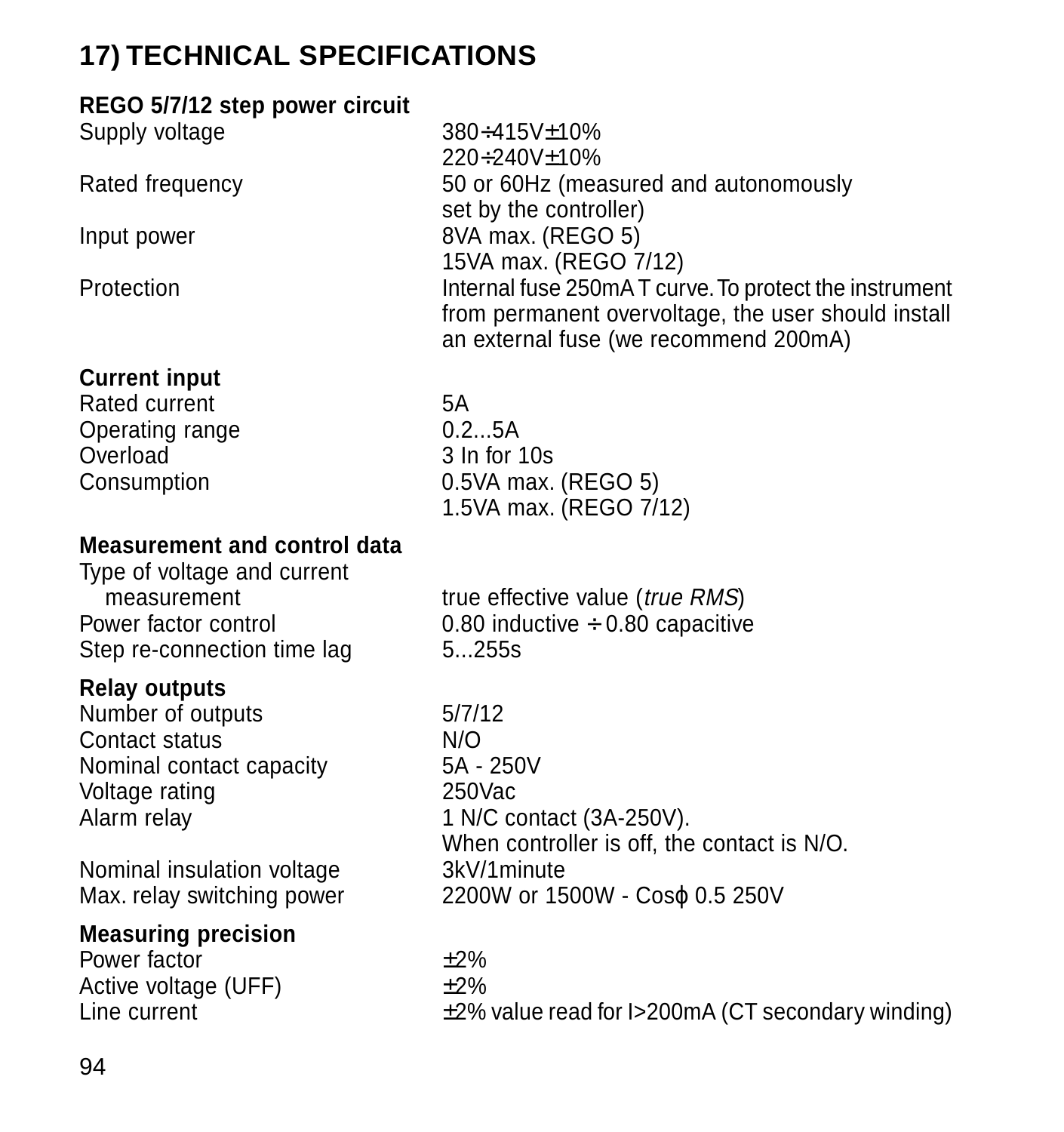# 17) TECHNICAL SPECIFICATIONS

**REGO 5/7/12 step power circuit**

| | |
|---|---|
| Supply voltage | 380÷415V±10%<br>220÷240V±10% |
| Rated frequency | 50 or 60Hz (measured and autonomously set by the controller) |
| Input power | 8VA max. (REGO 5)<br>15VA max. (REGO 7/12) |
| Protection | Internal fuse 250mA T curve. To protect the instrument from permanent overvoltage, the user should install an external fuse (we recommend 200mA) |

**Current input**

| | |
|---|---|
| Rated current | 5A |
| Operating range | 0.2...5A |
| Overload | 3 In for 10s |
| Consumption | 0.5VA max. (REGO 5)<br>1.5VA max. (REGO 7/12) |

**Measurement and control data**

| | |
|---|---|
| Type of voltage and current measurement | true effective value (*true RMS*) |
| Power factor control | 0.80 inductive ÷ 0.80 capacitive |
| Step re-connection time lag | 5...255s |

**Relay outputs**

| | |
|---|---|
| Number of outputs | 5/7/12 |
| Contact status | N/O |
| Nominal contact capacity | 5A - 250V |
| Voltage rating | 250Vac |
| Alarm relay | 1 N/C contact (3A-250V).<br>When controller is off, the contact is N/O. |
| Nominal insulation voltage | 3kV/1minute |
| Max. relay switching power | 2200W or 1500W - Cosφ 0.5 250V |

**Measuring precision**

| | |
|---|---|
| Power factor | ±2% |
| Active voltage (UFF) | ±2% |
| Line current | ±2% value read for I>200mA (CT secondary winding) |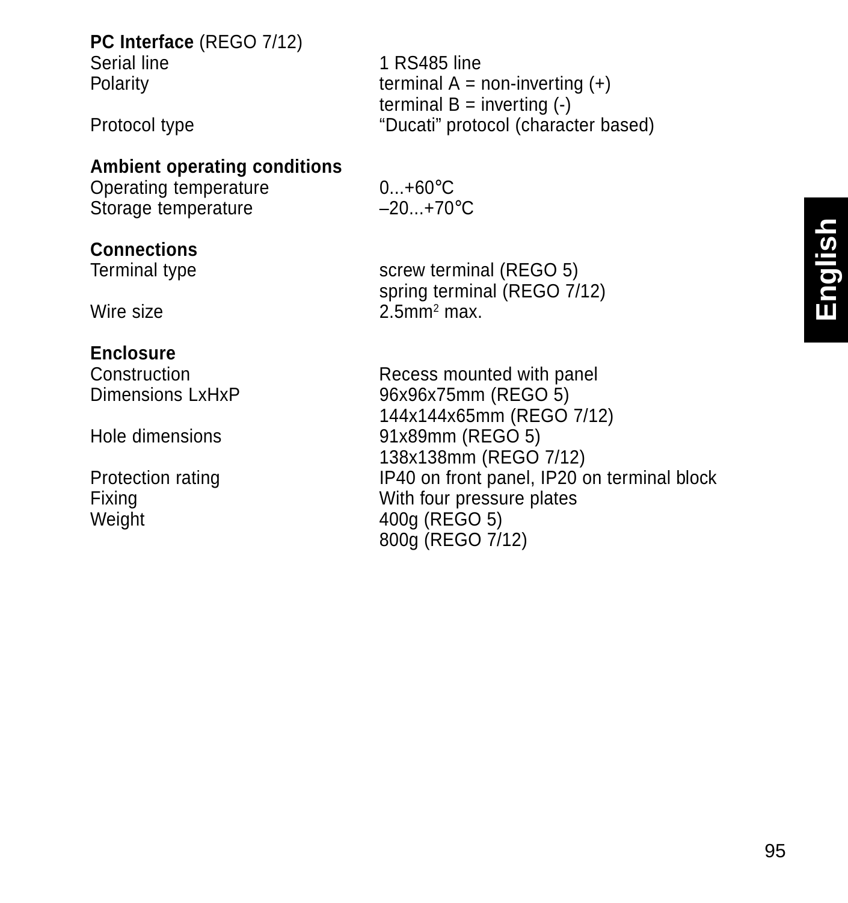**PC Interface** (REGO 7/12)

| | |
|---|---|
| Serial line | 1 RS485 line |
| Polarity | terminal A = non-inverting (+)<br>terminal B = inverting (-) |
| Protocol type | “Ducati” protocol (character based) |

**Ambient operating conditions**

| | |
|---|---|
| Operating temperature | 0...+60°C |
| Storage temperature | –20...+70°C |

**Connections**

| | |
|---|---|
| Terminal type | screw terminal (REGO 5)<br>spring terminal (REGO 7/12) |
| Wire size | 2.5mm$^2$ max. |

**Enclosure**

| | |
|---|---|
| Construction | Recess mounted with panel |
| Dimensions LxHxP | 96x96x75mm (REGO 5)<br>144x144x65mm (REGO 7/12) |
| Hole dimensions | 91x89mm (REGO 5)<br>138x138mm (REGO 7/12) |
| Protection rating | IP40 on front panel, IP20 on terminal block |
| Fixing | With four pressure plates |
| Weight | 400g (REGO 5)<br>800g (REGO 7/12) |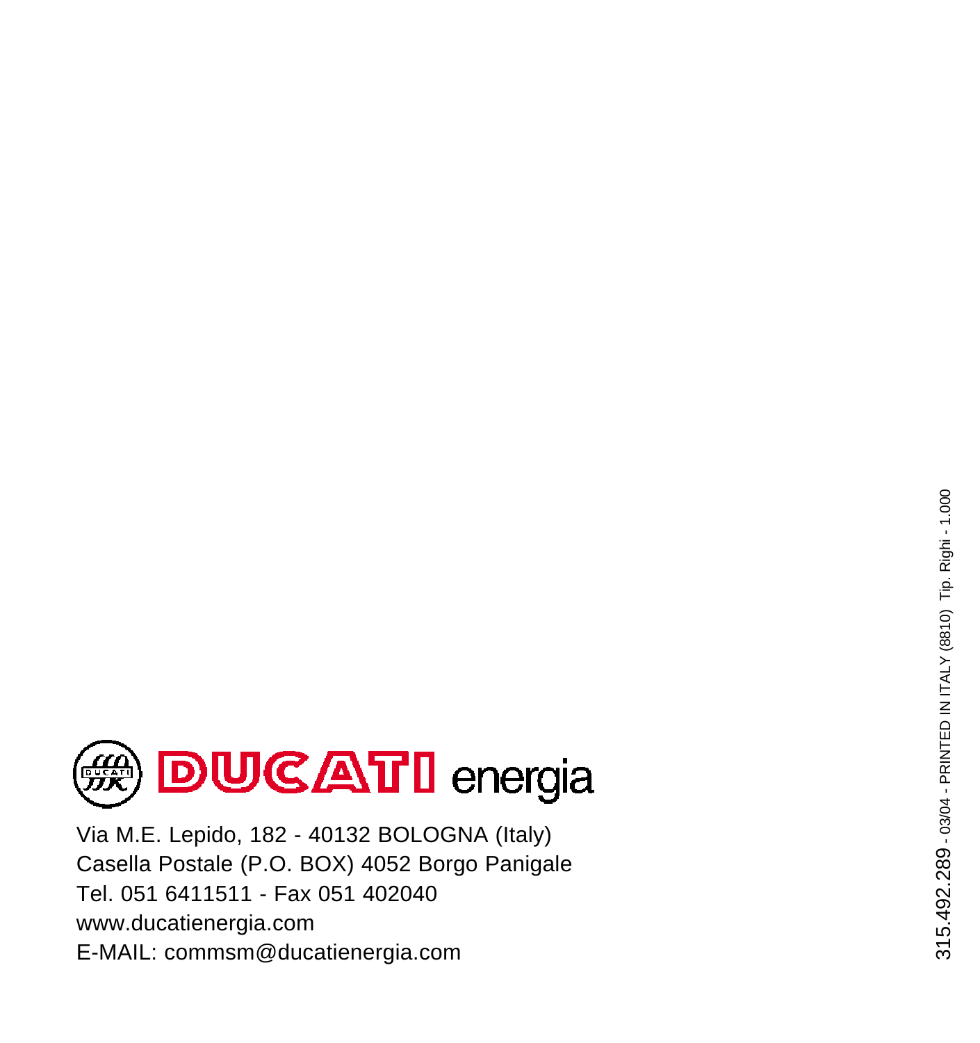DUCATI energia

Via M.E. Lepido, 182 - 40132 BOLOGNA (Italy)
Casella Postale (P.O. BOX) 4052 Borgo Panigale
Tel. 051 6411511 - Fax 051 402040
www.ducatienergia.com
E-MAIL: commsm@ducatienergia.com

315.492.289 - 03/04 - PRINTED IN ITALY (8810) Tip. Righi - 1.000